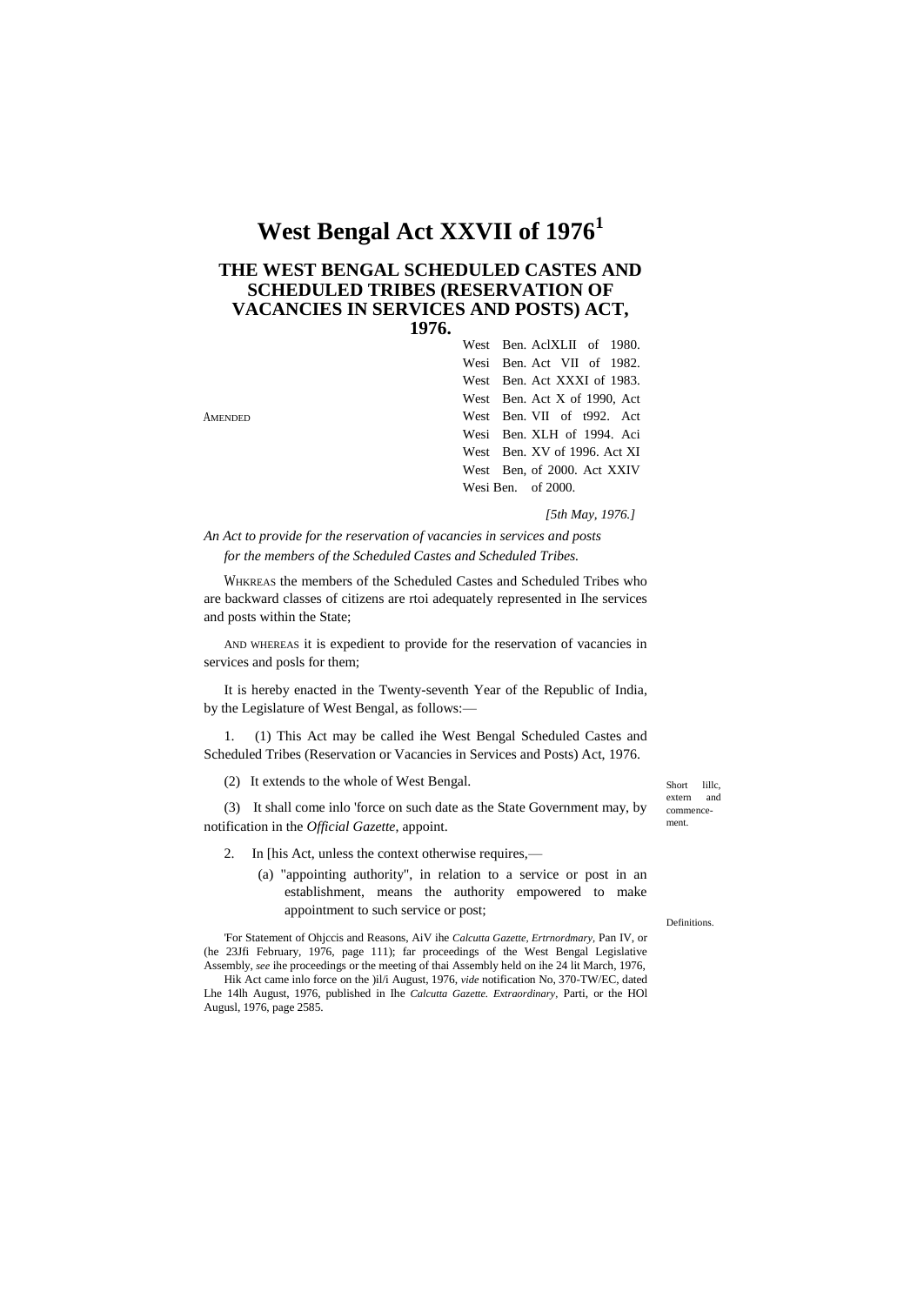# West Bengal Act XXVII of 1976[1]

## THE WEST BENGAL SCHEDULED CASTES AND SCHEDULED TRIBES (RESERVATION OF VACANCIES IN SERVICES AND POSTS) ACT, 1976.

AMENDED

West Ben. AclXLII of 1980.
Wesi Ben. Act VII of 1982.
West Ben. Act XXXI of 1983.
West Ben. Act X of 1990, Act
West Ben. VII of t992. Act
Wesi Ben. XLH of 1994. Aci
West Ben. XV of 1996. Act XI
West Ben, of 2000. Act XXIV
Wesi Ben. of 2000.

*[5th May, 1976.]*

*An Act to provide for the reservation of vacancies in services and posts for the members of the Scheduled Castes and Scheduled Tribes.*

WHKREAS the members of the Scheduled Castes and Scheduled Tribes who are backward classes of citizens are rtoi adequately represented in Ihe services and posts within the State;

AND WHEREAS it is expedient to provide for the reservation of vacancies in services and posls for them;

It is hereby enacted in the Twenty-seventh Year of the Republic of India, by the Legislature of West Bengal, as follows:—

Short lillc, extern and commencement.

1. (1) This Act may be called ihe West Bengal Scheduled Castes and Scheduled Tribes (Reservation or Vacancies in Services and Posts) Act, 1976.

(2) It extends to the whole of West Bengal.

(3) It shall come inlo 'force on such date as the State Government may, by notification in the *Official Gazette*, appoint.

Definitions.

2. In [his Act, unless the context otherwise requires,—

(a) "appointing authority", in relation to a service or post in an establishment, means the authority empowered to make appointment to such service or post;

'For Statement of Ohjccis and Reasons, AiV ihe *Calcutta Gazette, Ertrnordmary,* Pan IV, or (he 23Jfi February, 1976, page 111); far proceedings of the West Bengal Legislative Assembly, *see* ihe proceedings or the meeting of thai Assembly held on ihe 24 lit March, 1976,

Hik Act came inlo force on the )il/i August, 1976, *vide* notification No, 370-TW/EC, dated Lhe 14lh August, 1976, published in Ihe *Calcutta Gazette. Extraordinary,* Parti, or the HOl Augusl, 1976, page 2585.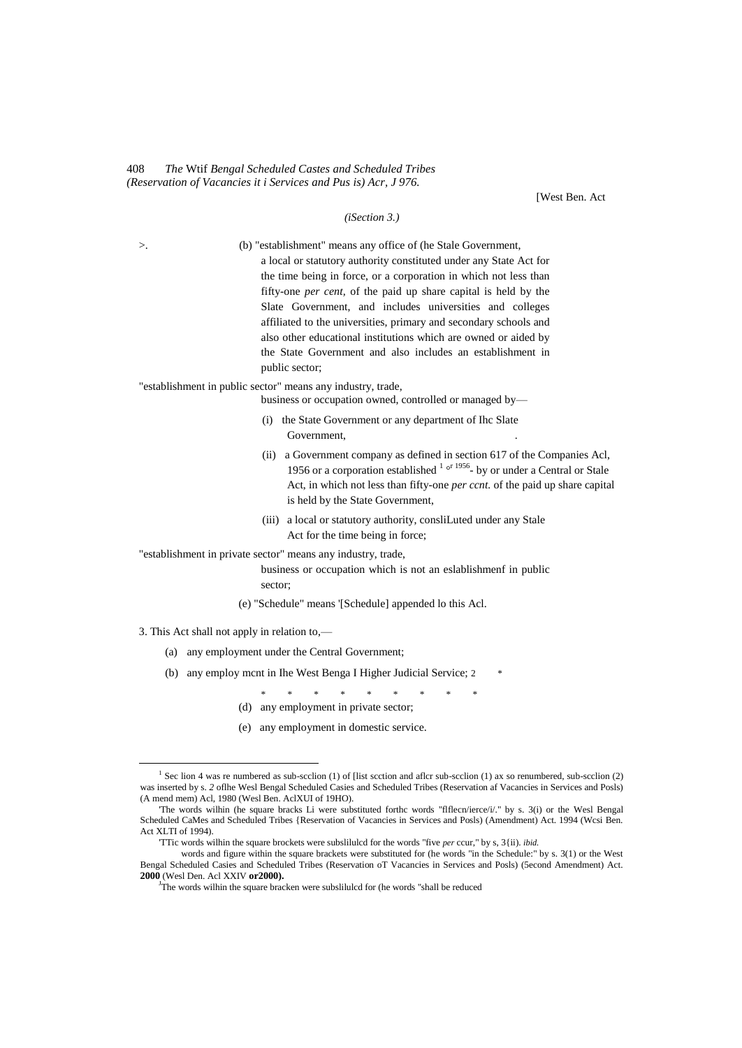*(Section 3.)*

(b) "establishment" means any office of (he Stale Government, a local or statutory authority constituted under any State Act for the time being in force, or a corporation in which not less than fifty-one *per cent,* of the paid up share capital is held by the Slate Government, and includes universities and colleges affiliated to the universities, primary and secondary schools and also other educational institutions which are owned or aided by the State Government and also includes an establishment in public sector;

"establishment in public sector" means any industry, trade, business or occupation owned, controlled or managed by—

(i) the State Government or any department of Ihc Slate Government,

(ii) a Government company as defined in section 617 of the Companies Acl, 1956 or a corporation established [1] of 1956- by or under a Central or Stale Act, in which not less than fifty-one *per ccnt.* of the paid up share capital is held by the State Government,

(iii) a local or statutory authority, consliLuted under any Stale Act for the time being in force;

"establishment in private sector" means any industry, trade, business or occupation which is not an eslablishmenf in public sector;

(e) "Schedule" means '[Schedule] appended lo this Acl.

3. This Act shall not apply in relation to,—

(a) any employment under the Central Government;

(b) any employ mcnt in Ihe West Benga I Higher Judicial Service; 2 *

\* \* \* \* \* \* \* \* \*

(d) any employment in private sector;

(e) any employment in domestic service.

---

[1] Sec lion 4 was re numbered as sub-scclion (1) of [list scction and aflcr sub-scclion (1) ax so renumbered, sub-scclion (2) was inserted by s. *2* oflhe Wesl Bengal Scheduled Casies and Scheduled Tribes (Reservation af Vacancies in Services and Posls) (A mend mem) Acl, 1980 (Wesl Ben. AclXUI of 19HO).

'The words wilhin (he square bracks Li were substituted forthc words "flflecn/ierce/i/." by s. 3(i) or the Wesl Bengal Scheduled CaMes and Scheduled Tribes {Reservation of Vacancies in Services and Posls) (Amendment) Act. 1994 (Wcsi Ben. Act XLTI of 1994).

'TTic words wilhin the square brockets were subslilulcd for the words "five *per* ccur," by s, 3{ii). *ibid.*

words and figure within the square brackets were substituted for (he words "in the Schedule:" by s. 3(1) or the West Bengal Scheduled Casies and Scheduled Tribes (Reservation oT Vacancies in Services and Posls) (5econd Amendment) Act. **2000** (Wesl Den. Acl XXIV **or2000).**

JThe words wilhin the square bracken were subslilulcd for (he words "shall be reduced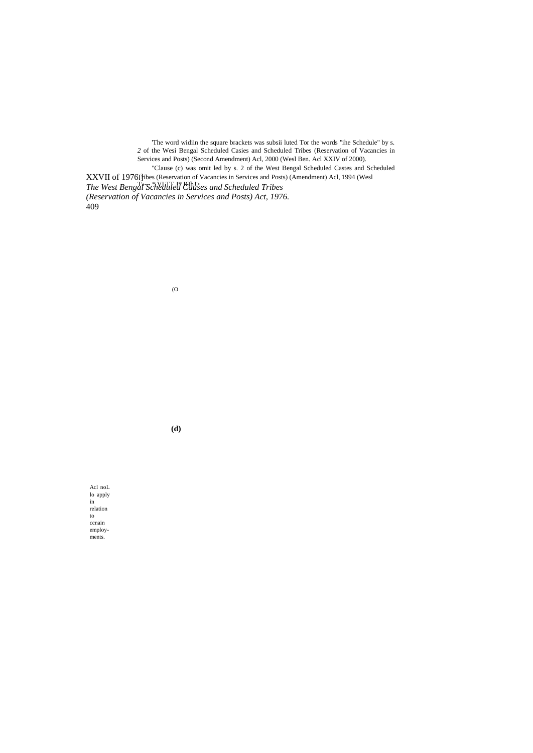'The word widiin the square brackets was subsii luted Tor the words "ihe Schedule" by s. *2* of the Wesi Bengal Scheduled Casies and Scheduled Tribes (Reservation of Vacancies in Services and Posts) (Second Amendment) Acl, 2000 (Wesl Ben. Acl XXIV of 2000).

"Clause (c) was omit led by s. 2 of the West Bengal Scheduled Castes and Scheduled Tribes (Reservation of Vacancies in Services and Posts) (Amendment) Acl, 1994 (Wesl T>~ *VLTT J* IOhI>

(O

**(d)**

Acl noL lo apply in relation to ccnain employ-ments.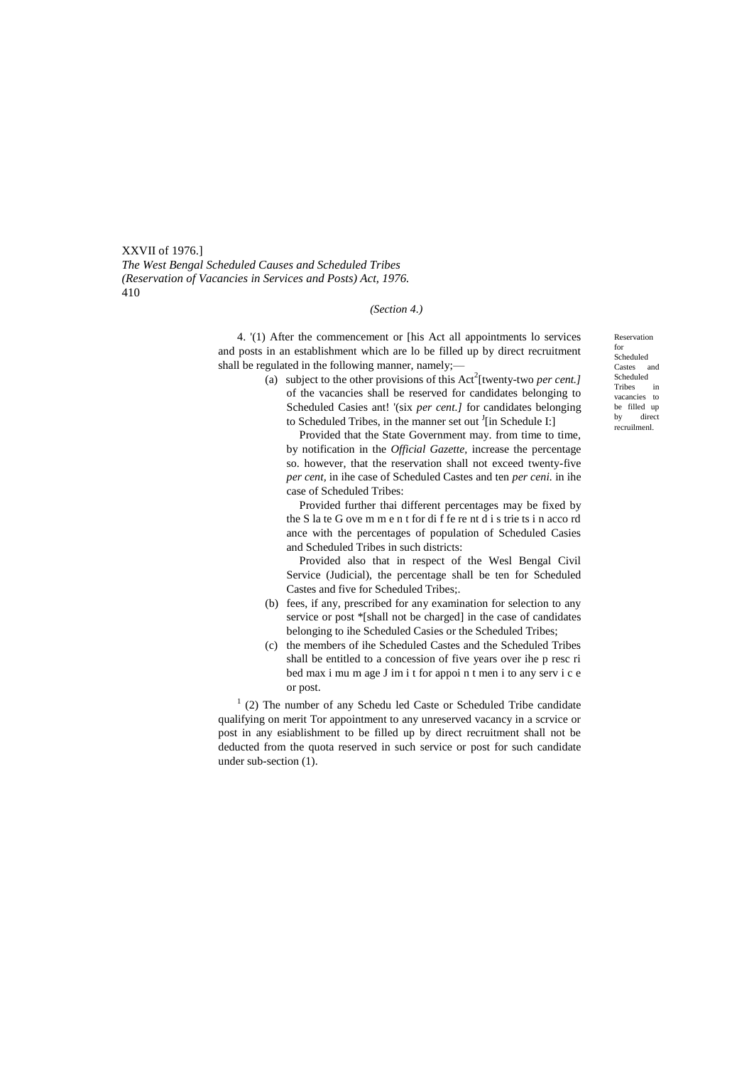*(Section 4.)*

Reservation for Scheduled Castes and Scheduled Tribes in vacancies to be filled up by direct recruilmenl.

4. '(1) After the commencement or [his Act all appointments lo services and posts in an establishment which are lo be filled up by direct recruitment shall be regulated in the following manner, namely;—

(a) subject to the other provisions of this Act[2][twenty-two *per cent.]* of the vacancies shall be reserved for candidates belonging to Scheduled Casies ant! '(six *per cent.]* for candidates belonging to Scheduled Tribes, in the manner set out [J][in Schedule I:]

Provided that the State Government may. from time to time, by notification in the *Official Gazette,* increase the percentage so. however, that the reservation shall not exceed twenty-five *per cent,* in ihe case of Scheduled Castes and ten *per ceni.* in ihe case of Scheduled Tribes:

Provided further thai different percentages may be fixed by the S la te G ove m m e n t for di f fe re nt d i s trie ts i n acco rd ance with the percentages of population of Scheduled Casies and Scheduled Tribes in such districts:

Provided also that in respect of the Wesl Bengal Civil Service (Judicial), the percentage shall be ten for Scheduled Castes and five for Scheduled Tribes;.

(b) fees, if any, prescribed for any examination for selection to any service or post *[shall not be charged] in the case of candidates belonging to ihe Scheduled Casies or the Scheduled Tribes;

(c) the members of ihe Scheduled Castes and the Scheduled Tribes shall be entitled to a concession of five years over ihe p resc ri bed max i mu m age J im i t for appoi n t men i to any serv i c e or post.

[1] (2) The number of any Schedu led Caste or Scheduled Tribe candidate qualifying on merit Tor appointment to any unreserved vacancy in a scrvice or post in any esiablishment to be filled up by direct recruitment shall not be deducted from the quota reserved in such service or post for such candidate under sub-section (1).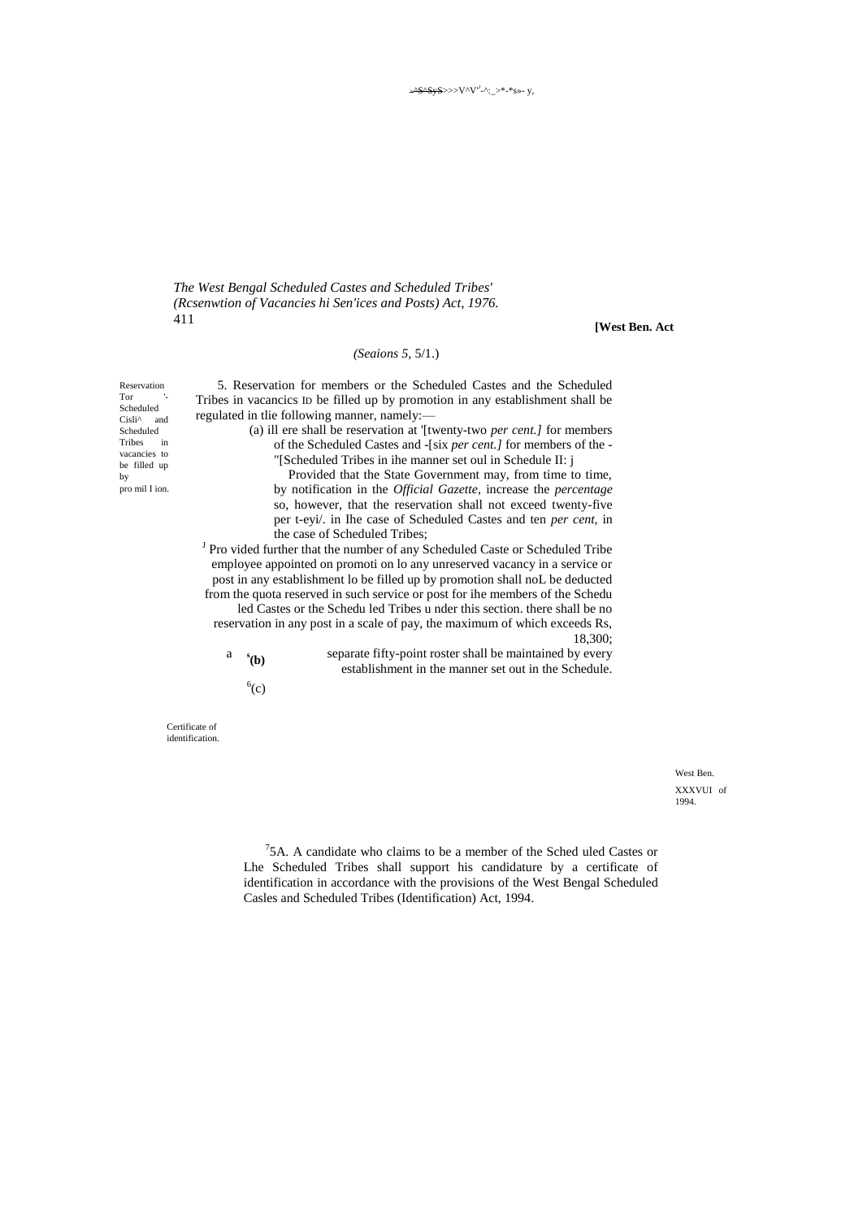*The West Bengal Scheduled Castes and Scheduled Tribes' (Rcsenwtion of Vacancies hi Sen'ices and Posts) Act, 1976.*

**[West Ben. Act**

*(Seaions 5,* 5/1.)

Reservation Tor '- Scheduled Cisli^ and Scheduled Tribes in vacancies to be filled up by pro mil I ion.

5. Reservation for members or the Scheduled Castes and the Scheduled Tribes in vacancics ID be filled up by promotion in any establishment shall be regulated in tlie following manner, namely:—

(a) ill ere shall be reservation at '[twenty-two *per cent.]* for members of the Scheduled Castes and -[six *per cent.]* for members of the - "[Scheduled Tribes in ihe manner set oul in Schedule II: j

Provided that the State Government may, from time to time, by notification in the *Official Gazette*, increase the *percentage* so, however, that the reservation shall not exceed twenty-five per t-eyi/. in Ihe case of Scheduled Castes and ten *per cent,* in the case of Scheduled Tribes;

[J] Pro vided further that the number of any Scheduled Caste or Scheduled Tribe employee appointed on promoti on lo any unreserved vacancy in a service or post in any establishment lo be filled up by promotion shall noL be deducted from the quota reserved in such service or post for ihe members of the Schedu led Castes or the Schedu led Tribes u nder this section. there shall be no reservation in any post in a scale of pay, the maximum of which exceeds Rs, 18,300;

[s]**(b)** a separate fifty-point roster shall be maintained by every establishment in the manner set out in the Schedule.

[6](c)

Certificate of identification.

West Ben. XXXVUI of 1994.

[7]5A. A candidate who claims to be a member of the Sched uled Castes or Lhe Scheduled Tribes shall support his candidature by a certificate of identification in accordance with the provisions of the West Bengal Scheduled Casles and Scheduled Tribes (Identification) Act, 1994.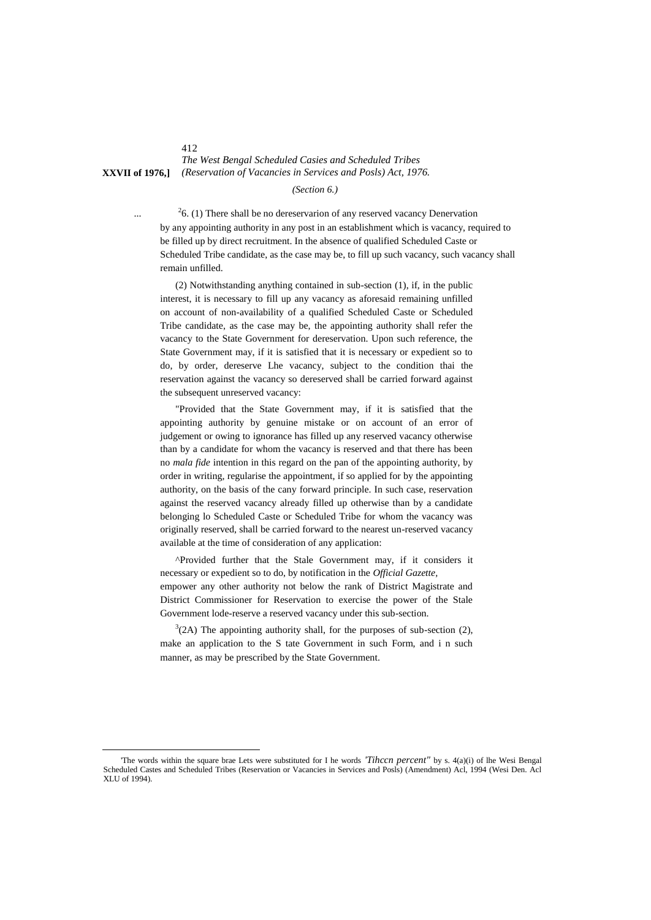*(Section 6.)*

[2]6. (1) There shall be no dereservarion of any reserved vacancy Denervation by any appointing authority in any post in an establishment which is vacancy, required to be filled up by direct recruitment. In the absence of qualified Scheduled Caste or Scheduled Tribe candidate, as the case may be, to fill up such vacancy, such vacancy shall remain unfilled.

(2) Notwithstanding anything contained in sub-section (1), if, in the public interest, it is necessary to fill up any vacancy as aforesaid remaining unfilled on account of non-availability of a qualified Scheduled Caste or Scheduled Tribe candidate, as the case may be, the appointing authority shall refer the vacancy to the State Government for dereservation. Upon such reference, the State Government may, if it is satisfied that it is necessary or expedient so to do, by order, dereserve Lhe vacancy, subject to the condition thai the reservation against the vacancy so dereserved shall be carried forward against the subsequent unreserved vacancy:

"Provided that the State Government may, if it is satisfied that the appointing authority by genuine mistake or on account of an error of judgement or owing to ignorance has filled up any reserved vacancy otherwise than by a candidate for whom the vacancy is reserved and that there has been no *mala fide* intention in this regard on the pan of the appointing authority, by order in writing, regularise the appointment, if so applied for by the appointing authority, on the basis of the cany forward principle. In such case, reservation against the reserved vacancy already filled up otherwise than by a candidate belonging lo Scheduled Caste or Scheduled Tribe for whom the vacancy was originally reserved, shall be carried forward to the nearest un-reserved vacancy available at the time of consideration of any application:

^Provided further that the Stale Government may, if it considers it necessary or expedient so to do, by notification in the *Official Gazette*, empower any other authority not below the rank of District Magistrate and District Commissioner for Reservation to exercise the power of the Stale Government lode-reserve a reserved vacancy under this sub-section.

[3](2A) The appointing authority shall, for the purposes of sub-section (2), make an application to the S tate Government in such Form, and i n such manner, as may be prescribed by the State Government.

---

'The words within the square brae Lets were substituted for I he words *'Tihccn percent"* by s. 4(a)(i) of lhe Wesi Bengal Scheduled Castes and Scheduled Tribes (Reservation or Vacancies in Services and Posls) (Amendment) Acl, 1994 (Wesi Den. Acl XLU of 1994).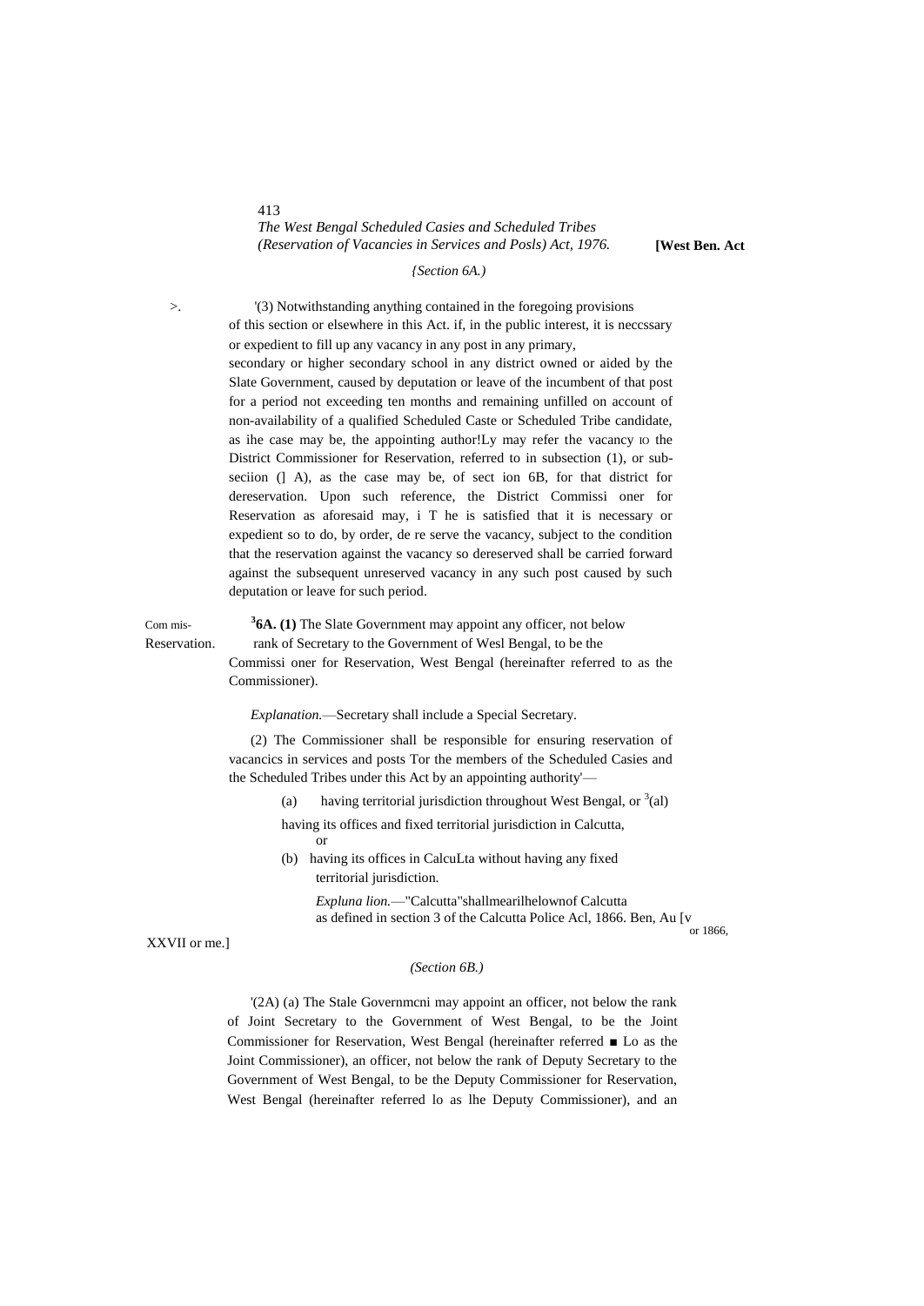*{Section 6A.)*

'(3) Notwithstanding anything contained in the foregoing provisions of this section or elsewhere in this Act. if, in the public interest, it is neccssary or expedient to fill up any vacancy in any post in any primary, secondary or higher secondary school in any district owned or aided by the Slate Government, caused by deputation or leave of the incumbent of that post for a period not exceeding ten months and remaining unfilled on account of non-availability of a qualified Scheduled Caste or Scheduled Tribe candidate, as ihe case may be, the appointing author!Ly may refer the vacancy IO the District Commissioner for Reservation, referred to in subsection (1), or sub-seciion (] A), as the case may be, of sect ion 6B, for that district for dereservation. Upon such reference, the District Commissi oner for Reservation as aforesaid may, i T he is satisfied that it is necessary or expedient so to do, by order, de re serve the vacancy, subject to the condition that the reservation against the vacancy so dereserved shall be carried forward against the subsequent unreserved vacancy in any such post caused by such deputation or leave for such period.

Com mis-
Reservation.

[3]**6A. (1)** The Slate Government may appoint any officer, not below rank of Secretary to the Government of Wesl Bengal, to be the Commissi oner for Reservation, West Bengal (hereinafter referred to as the Commissioner).

*Explanation.*—Secretary shall include a Special Secretary.

(2) The Commissioner shall be responsible for ensuring reservation of vacancics in services and posts Tor the members of the Scheduled Casies and the Scheduled Tribes under this Act by an appointing authority'—

(a) having territorial jurisdiction throughout West Bengal, or [3](al) having its offices and fixed territorial jurisdiction in Calcutta, or

(b) having its offices in CalcuLta without having any fixed territorial jurisdiction.

*Expluna lion.*—"Calcutta"shallmearilhelownof Calcutta as defined in section 3 of the Calcutta Police Acl, 1866. Ben, Au [v or 1866, XXVII or me.]

*(Section 6B.)*

'(2A) (a) The Stale Governmcni may appoint an officer, not below the rank of Joint Secretary to the Government of West Bengal, to be the Joint Commissioner for Reservation, West Bengal (hereinafter referred ■ Lo as the Joint Commissioner), an officer, not below the rank of Deputy Secretary to the Government of West Bengal, to be the Deputy Commissioner for Reservation, West Bengal (hereinafter referred lo as lhe Deputy Commissioner), and an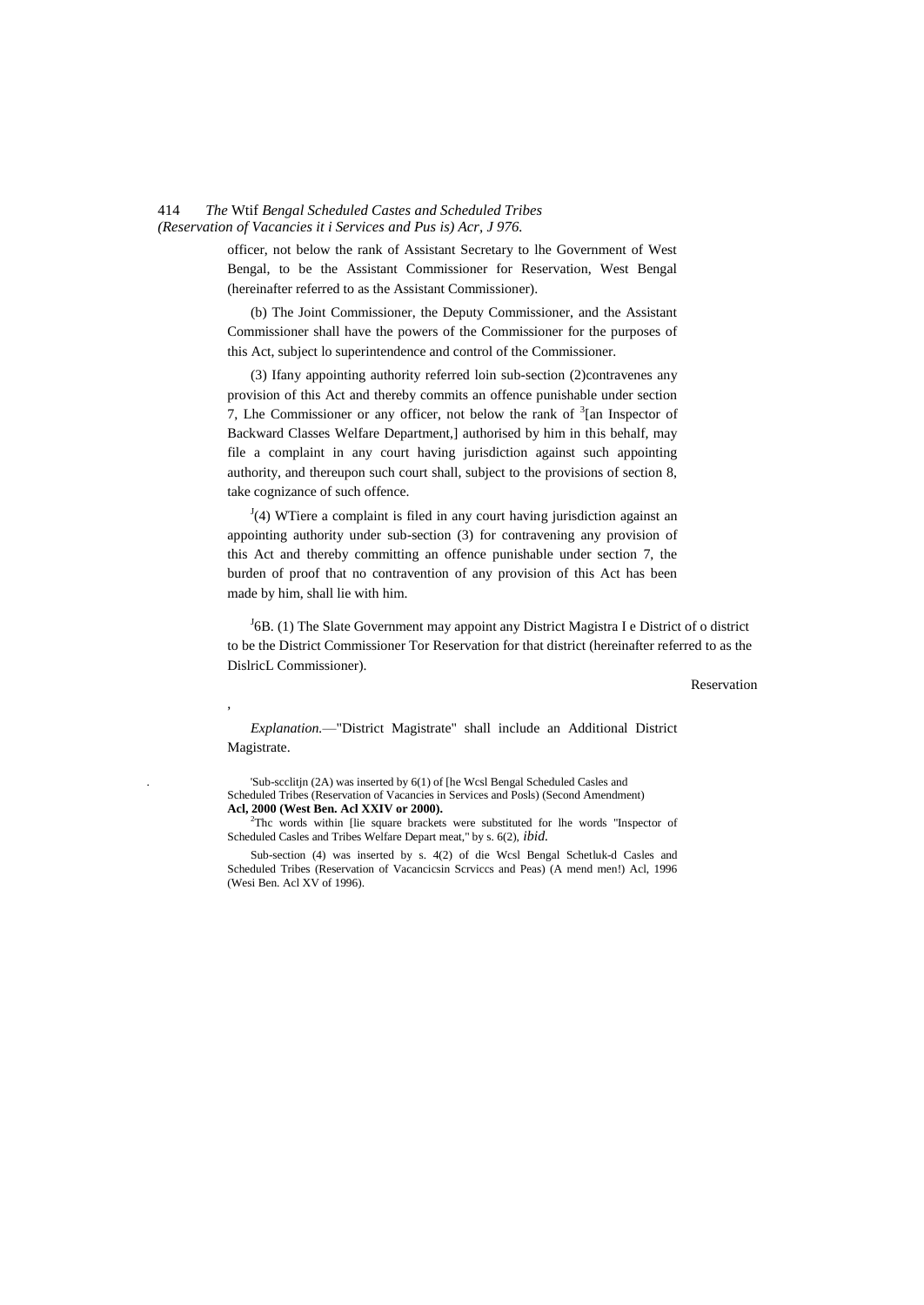officer, not below the rank of Assistant Secretary to lhe Government of West Bengal, to be the Assistant Commissioner for Reservation, West Bengal (hereinafter referred to as the Assistant Commissioner).

(b) The Joint Commissioner, the Deputy Commissioner, and the Assistant Commissioner shall have the powers of the Commissioner for the purposes of this Act, subject lo superintendence and control of the Commissioner.

(3) Ifany appointing authority referred loin sub-section (2)contravenes any provision of this Act and thereby commits an offence punishable under section 7, Lhe Commissioner or any officer, not below the rank of [3][an Inspector of Backward Classes Welfare Department,] authorised by him in this behalf, may file a complaint in any court having jurisdiction against such appointing authority, and thereupon such court shall, subject to the provisions of section 8, take cognizance of such offence.

[J](4) WTiere a complaint is filed in any court having jurisdiction against an appointing authority under sub-section (3) for contravening any provision of this Act and thereby committing an offence punishable under section 7, the burden of proof that no contravention of any provision of this Act has been made by him, shall lie with him.

[J]6B. (1) The Slate Government may appoint any District Magistra I e District of o district to be the District Commissioner Tor Reservation for that district (hereinafter referred to as the DislricL Commissioner).

Reservation

*Explanation.*—"District Magistrate" shall include an Additional District Magistrate.

'Sub-scclitjn (2A) was inserted by 6(1) of [he Wcsl Bengal Scheduled Casles and Scheduled Tribes (Reservation of Vacancies in Services and Posls) (Second Amendment) **Acl, 2000 (West Ben. Acl XXIV or 2000).**

[2]Thc words within [lie square brackets were substituted for lhe words "Inspector of Scheduled Casles and Tribes Welfare Depart meat," by s. 6(2), *ibid.*

Sub-section (4) was inserted by s. 4(2) of die Wcsl Bengal Schetluk-d Casles and Scheduled Tribes (Reservation of Vacancicsin Scrviccs and Peas) (A mend men!) Acl, 1996 (Wesi Ben. Acl XV of 1996).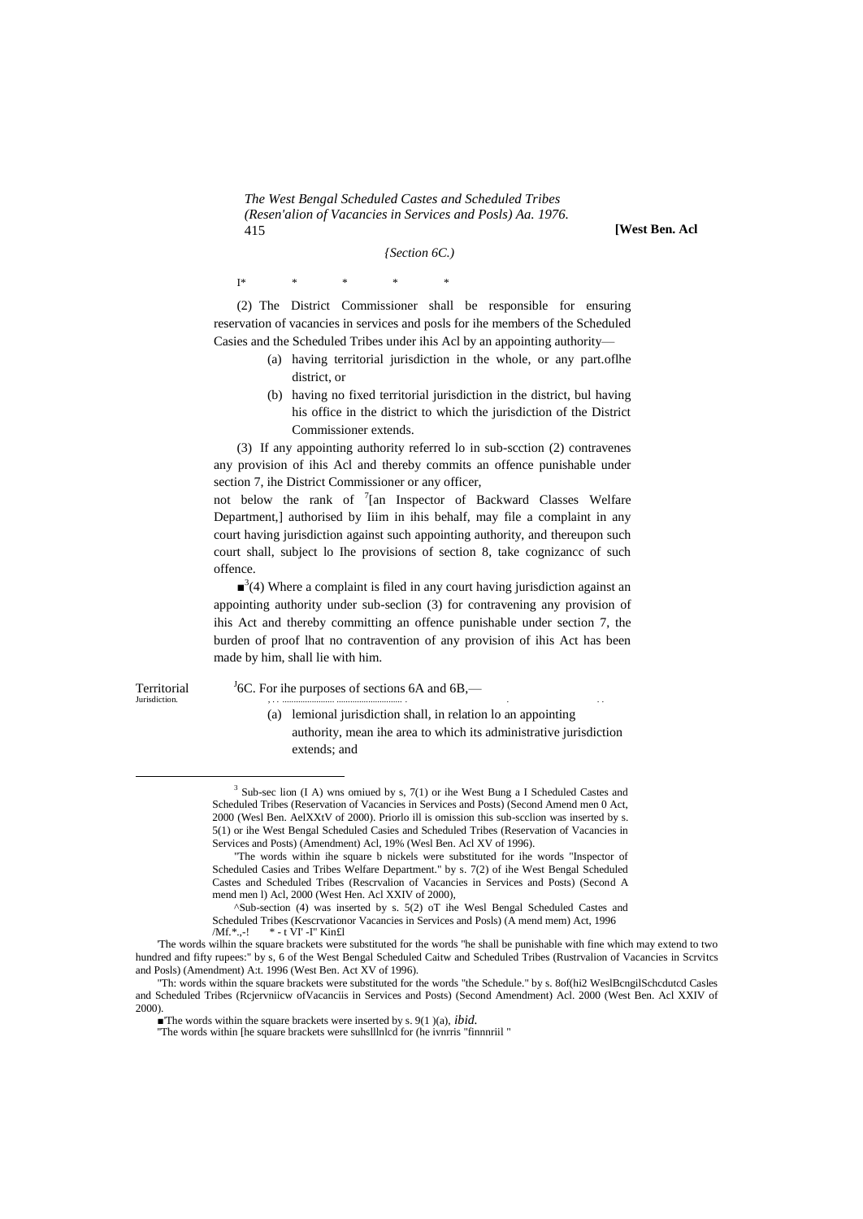*{Section 6C.)*

I* * * * *

(2) The District Commissioner shall be responsible for ensuring reservation of vacancies in services and posls for ihe members of the Scheduled Casies and the Scheduled Tribes under ihis Acl by an appointing authority—

(a) having territorial jurisdiction in the whole, or any part.oflhe district, or

(b) having no fixed territorial jurisdiction in the district, bul having his office in the district to which the jurisdiction of the District Commissioner extends.

(3) If any appointing authority referred lo in sub-scction (2) contravenes any provision of ihis Acl and thereby commits an offence punishable under section 7, ihe District Commissioner or any officer,

not below the rank of [7][an Inspector of Backward Classes Welfare Department,] authorised by Iiim in ihis behalf, may file a complaint in any court having jurisdiction against such appointing authority, and thereupon such court shall, subject lo Ihe provisions of section 8, take cognizancc of such offence.

■[3](4) Where a complaint is filed in any court having jurisdiction against an appointing authority under sub-seclion (3) for contravening any provision of ihis Act and thereby committing an offence punishable under section 7, the burden of proof lhat no contravention of any provision of ihis Act has been made by him, shall lie with him.

Territorial Jurisdiction.

[J]6C. For ihe purposes of sections 6A and 6B,—

(a) lemional jurisdiction shall, in relation lo an appointing authority, mean ihe area to which its administrative jurisdiction extends; and

---

[3] Sub-sec lion (I A) wns omiued by s, 7(1) or ihe West Bung a I Scheduled Castes and Scheduled Tribes (Reservation of Vacancies in Services and Posts) (Second Amend men 0 Act, 2000 (Wesl Ben. AelXXtV of 2000). Priorlo ill is omission this sub-scclion was inserted by s. 5(1) or ihe West Bengal Scheduled Casies and Scheduled Tribes (Reservation of Vacancies in Services and Posts) (Amendment) Acl, 19% (Wesl Ben. Acl XV of 1996).

"The words within ihe square b nickels were substituted for ihe words "Inspector of Scheduled Casies and Tribes Welfare Department." by s. 7(2) of ihe West Bengal Scheduled Castes and Scheduled Tribes (Rescrvalion of Vacancies in Services and Posts) (Second A mend men l) Acl, 2000 (West Hen. Acl XXIV of 2000),

^Sub-section (4) was inserted by s. 5(2) oT ihe Wesl Bengal Scheduled Castes and Scheduled Tribes (Kescrvationor Vacancies in Services and Posls) (A mend mem) Act, 1996 /Mf.*.,-! * - t VI' -I" Kin£l

'The words wilhin the square brackets were substituted for the words "he shall be punishable with fine which may extend to two hundred and fifty rupees:" by s, 6 of the West Bengal Scheduled Caitw and Scheduled Tribes (Rustrvalion of Vacancies in Scrvitcs and Posls) (Amendment) A:t. 1996 (West Ben. Act XV of 1996).

"Th: words within the square brackets were substituted for the words "the Schedule." by s. 8of(hi2 WeslBcngilSchcdutcd Casles and Scheduled Tribes (Rcjervniicw ofVacanciis in Services and Posts) (Second Amendment) Acl. 2000 (West Ben. Acl XXIV of 2000).

■'The words within the square brackets were inserted by s. 9(1 )(a), *ibid.*

"The words within [he square brackets were suhslllnlcd for (he ivnrris "finnnriil "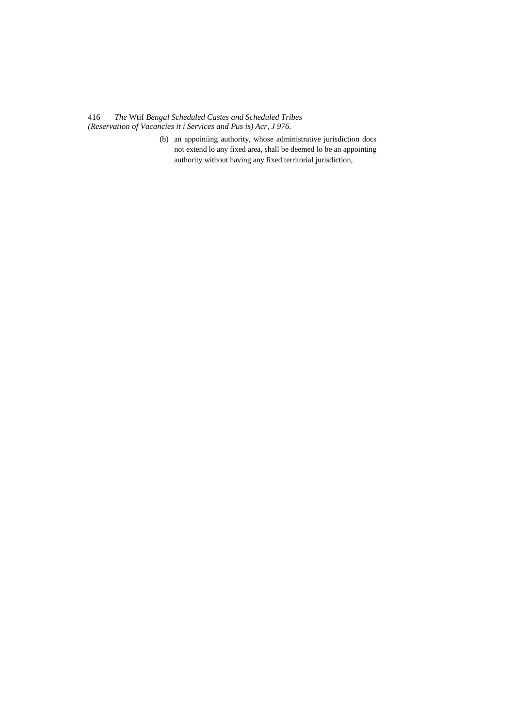(b) an appoiniing authority, whose administrative jurisdiction docs not extend lo any fixed area, shall be deemed lo be an appointing authority without having any fixed territorial jurisdiction,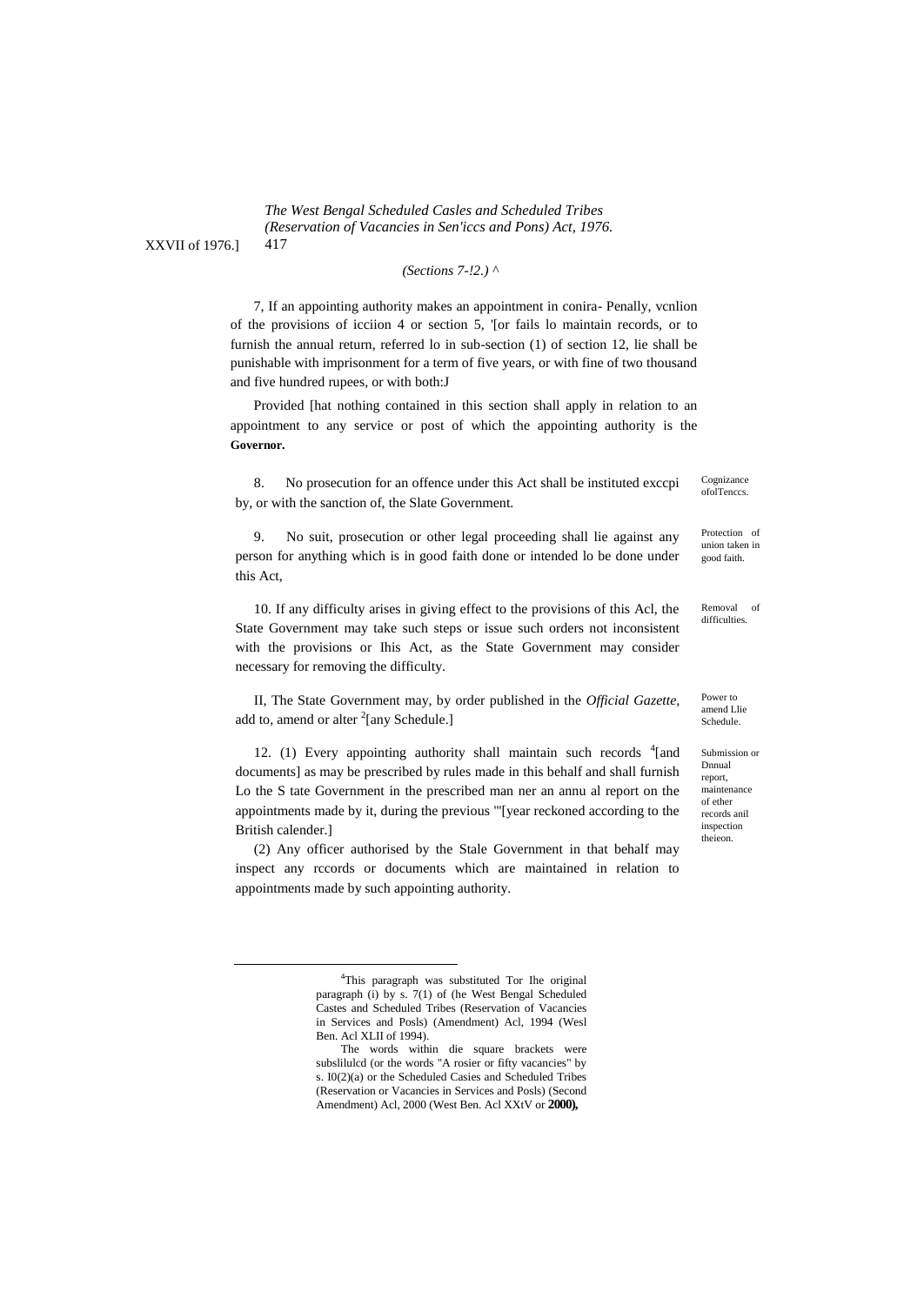*(Sections 7-!2.)* ^

7, If an appointing authority makes an appointment in conira- Penally, vcnlion of the provisions of icciion 4 or section 5, '[or fails lo maintain records, or to furnish the annual return, referred lo in sub-section (1) of section 12, lie shall be punishable with imprisonment for a term of five years, or with fine of two thousand and five hundred rupees, or with both:J

Provided [hat nothing contained in this section shall apply in relation to an appointment to any service or post of which the appointing authority is the **Governor.**

Cognizance ofolTenccs.

8. No prosecution for an offence under this Act shall be instituted exccpi by, or with the sanction of, the Slate Government.

Protection of union taken in good faith.

9. No suit, prosecution or other legal proceeding shall lie against any person for anything which is in good faith done or intended lo be done under this Act,

Removal of difficulties.

10. If any difficulty arises in giving effect to the provisions of this Acl, the State Government may take such steps or issue such orders not inconsistent with the provisions or Ihis Act, as the State Government may consider necessary for removing the difficulty.

Power to amend Llie Schedule.

II, The State Government may, by order published in the *Official Gazette,* add to, amend or alter [2][any Schedule.]

Submission or Dnnual report, maintenance of ether records anil inspection theieon.

12. (1) Every appointing authority shall maintain such records [4][and documents] as may be prescribed by rules made in this behalf and shall furnish Lo the S tate Government in the prescribed man ner an annu al report on the appointments made by it, during the previous "'[year reckoned according to the British calender.]

(2) Any officer authorised by the Stale Government in that behalf may inspect any rccords or documents which are maintained in relation to appointments made by such appointing authority.

---

[4]This paragraph was substituted Tor Ihe original paragraph (i) by s. 7(1) of (he West Bengal Scheduled Castes and Scheduled Tribes (Reservation of Vacancies in Services and Posls) (Amendment) Acl, 1994 (Wesl Ben. Acl XLII of 1994).

The words within die square brackets were subslilulcd (or the words "A rosier or fifty vacancies" by s. I0(2)(a) or the Scheduled Casies and Scheduled Tribes (Reservation or Vacancies in Services and Posls) (Second Amendment) Acl, 2000 (West Ben. Acl XXtV or **2000),**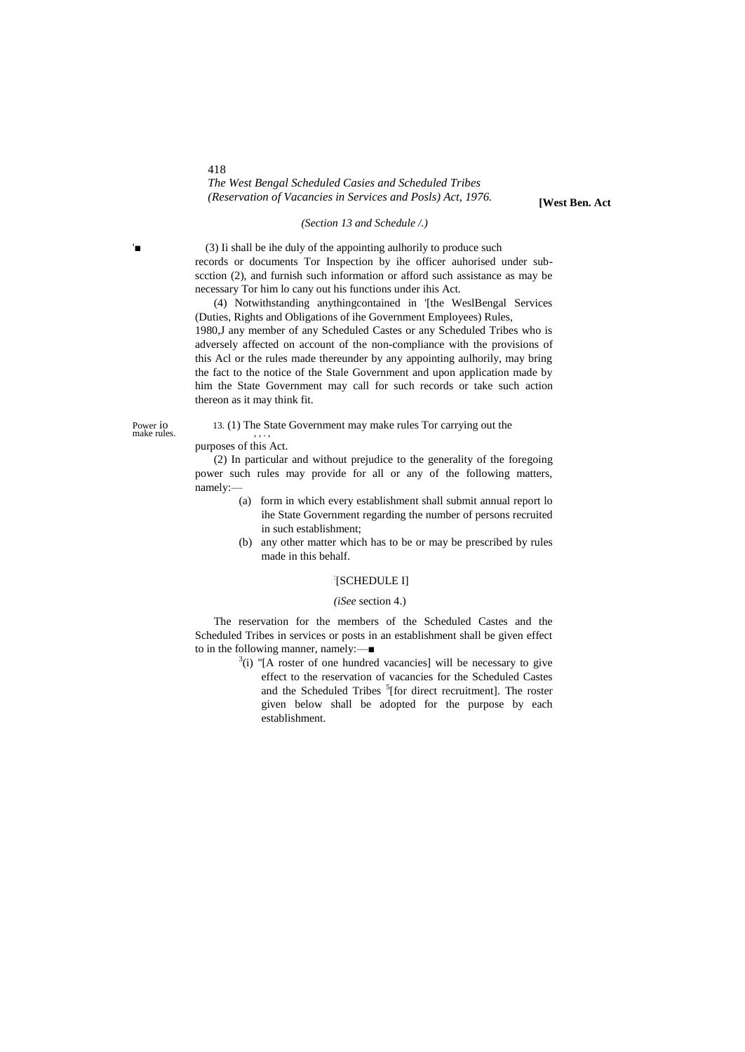(3) Ii shall be ihe duly of the appointing aulhorily to produce such records or documents Tor Inspection by ihe officer auhorised under sub-scction (2), and furnish such information or afford such assistance as may be necessary Tor him lo cany out his functions under ihis Act.

(4) Notwithstanding anythingcontained in '[the WeslBengal Services (Duties, Rights and Obligations of ihe Government Employees) Rules, 1980,J any member of any Scheduled Castes or any Scheduled Tribes who is adversely affected on account of the non-compliance with the provisions of this Acl or the rules made thereunder by any appointing aulhorily, may bring the fact to the notice of the Stale Government and upon application made by him the State Government may call for such records or take such action thereon as it may think fit.

Power io make rules.

13. (1) The State Government may make rules Tor carrying out the purposes of this Act.

(2) In particular and without prejudice to the generality of the foregoing power such rules may provide for all or any of the following matters, namely:—

(a) form in which every establishment shall submit annual report lo ihe State Government regarding the number of persons recruited in such establishment;

(b) any other matter which has to be or may be prescribed by rules made in this behalf.

## [SCHEDULE I]

*(iSee* section 4.)

The reservation for the members of the Scheduled Castes and the Scheduled Tribes in services or posts in an establishment shall be given effect to in the following manner, namely:—

[3](i) "[A roster of one hundred vacancies] will be necessary to give effect to the reservation of vacancies for the Scheduled Castes and the Scheduled Tribes [5][for direct recruitment]. The roster given below shall be adopted for the purpose by each establishment.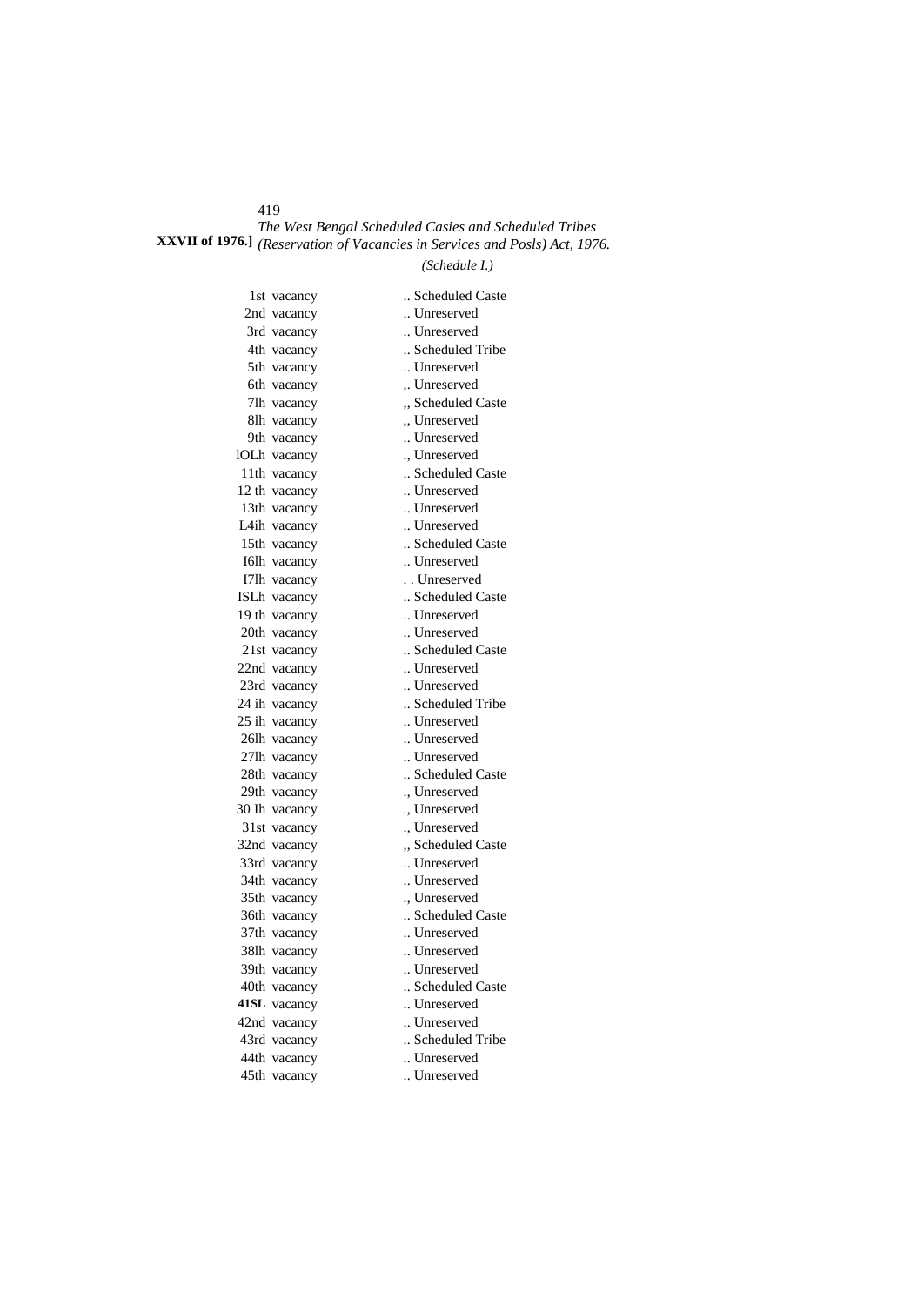*(Schedule I.)*

| | |
|---|---|
| 1st vacancy | .. Scheduled Caste |
| 2nd vacancy | .. Unreserved |
| 3rd vacancy | .. Unreserved |
| 4th vacancy | .. Scheduled Tribe |
| 5th vacancy | .. Unreserved |
| 6th vacancy | ,. Unreserved |
| 7lh vacancy | ,, Scheduled Caste |
| 8lh vacancy | ,, Unreserved |
| 9th vacancy | .. Unreserved |
| lOLh vacancy | ., Unreserved |
| 11th vacancy | .. Scheduled Caste |
| 12 th vacancy | .. Unreserved |
| 13th vacancy | .. Unreserved |
| L4ih vacancy | .. Unreserved |
| 15th vacancy | .. Scheduled Caste |
| I6lh vacancy | .. Unreserved |
| I7lh vacancy | . . Unreserved |
| ISLh vacancy | .. Scheduled Caste |
| 19 th vacancy | .. Unreserved |
| 20th vacancy | .. Unreserved |
| 21st vacancy | .. Scheduled Caste |
| 22nd vacancy | .. Unreserved |
| 23rd vacancy | .. Unreserved |
| 24 ih vacancy | .. Scheduled Tribe |
| 25 ih vacancy | .. Unreserved |
| 26lh vacancy | .. Unreserved |
| 27lh vacancy | .. Unreserved |
| 28th vacancy | .. Scheduled Caste |
| 29th vacancy | ., Unreserved |
| 30 Ih vacancy | ., Unreserved |
| 31st vacancy | ., Unreserved |
| 32nd vacancy | ,, Scheduled Caste |
| 33rd vacancy | .. Unreserved |
| 34th vacancy | .. Unreserved |
| 35th vacancy | ., Unreserved |
| 36th vacancy | .. Scheduled Caste |
| 37th vacancy | .. Unreserved |
| 38lh vacancy | .. Unreserved |
| 39th vacancy | .. Unreserved |
| 40th vacancy | .. Scheduled Caste |
| **41SL** vacancy | .. Unreserved |
| 42nd vacancy | .. Unreserved |
| 43rd vacancy | .. Scheduled Tribe |
| 44th vacancy | .. Unreserved |
| 45th vacancy | .. Unreserved |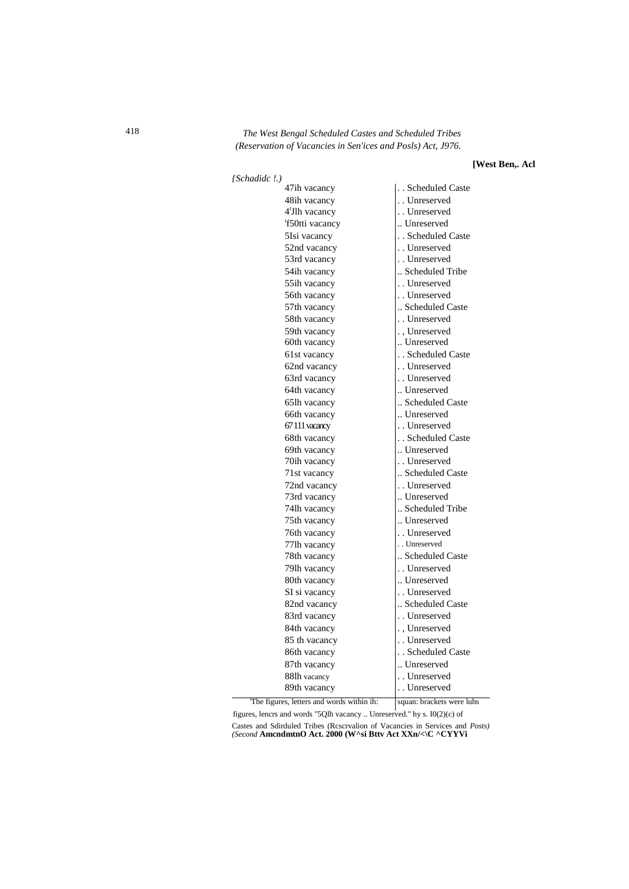*{Schadidc !.)*

| | |
|---|---|
| 47ih vacancy | . . Scheduled Caste |
| 48ih vacancy | . . Unreserved |
| 4[1]Jlh vacancy | . . Unreserved |
| [1]f50tti vacancy | .. Unreserved |
| 5Isi vacancy | . . Scheduled Caste |
| 52nd vacancy | . . Unreserved |
| 53rd vacancy | . . Unreserved |
| 54ih vacancy | .. Scheduled Tribe |
| 55ih vacancy | . . Unreserved |
| 56th vacancy | . . Unreserved |
| 57th vacancy | .. Scheduled Caste |
| 58th vacancy | . . Unreserved |
| 59th vacancy | . , Unreserved |
| 60th vacancy | .. Unreserved |
| 61st vacancy | . . Scheduled Caste |
| 62nd vacancy | . . Unreserved |
| 63rd vacancy | . . Unreserved |
| 64th vacancy | .. Unreserved |
| 65lh vacancy | .. Scheduled Caste |
| 66th vacancy | .. Unreserved |
| 67 111 vacancy | . . Unreserved |
| 68th vacancy | . . Scheduled Caste |
| 69th vacancy | .. Unreserved |
| 70ih vacancy | . . Unreserved |
| 71st vacancy | .. Scheduled Caste |
| 72nd vacancy | . . Unreserved |
| 73rd vacancy | .. Unreserved |
| 74lh vacancy | .. Scheduled Tribe |
| 75th vacancy | .. Unreserved |
| 76th vacancy | . . Unreserved |
| 77lh vacancy | . . Unreserved |
| 78th vacancy | .. Scheduled Caste |
| 79lh vacancy | . . Unreserved |
| 80th vacancy | .. Unreserved |
| SI si vacancy | . . Unreserved |
| 82nd vacancy | .. Scheduled Caste |
| 83rd vacancy | . . Unreserved |
| 84th vacancy | . , Unreserved |
| 85 th vacancy | . . Unreserved |
| 86th vacancy | . . Scheduled Caste |
| 87th vacancy | .. Unreserved |
| 88lh vacancy | . . Unreserved |
| 89th vacancy | . . Unreserved |

[1]The figures, letters and words within ih: squan: brackets were luhs figures, lencrs and words "5Qlh vacancy .. Unreserved." hy s. I0(2)(c) of Castes and Sdirduled Tribes (Rcscrvalion of Vacancies in Services and *Posts) (Second* **AmcndmtnO Act. 2000 (W^si Bttv Act XXn/<\C ^CYYVi**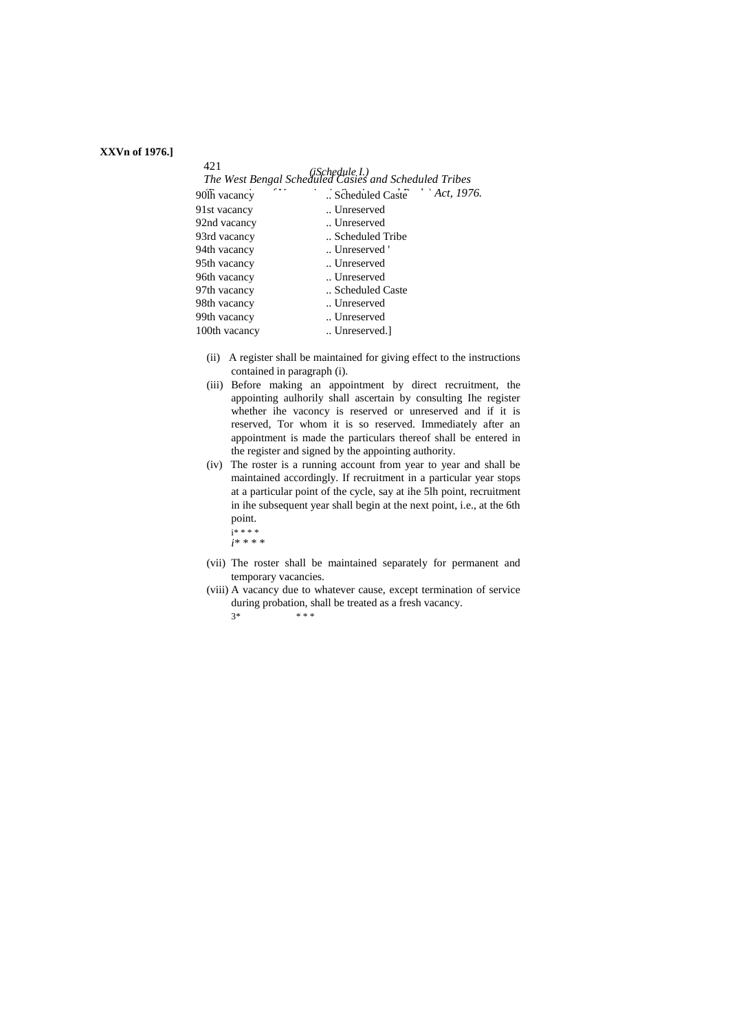| | |
|---|---|
| 90th vacancy | .. Scheduled Caste |
| 91st vacancy | .. Unreserved |
| 92nd vacancy | .. Unreserved |
| 93rd vacancy | .. Scheduled Tribe |
| 94th vacancy | .. Unreserved ' |
| 95th vacancy | .. Unreserved |
| 96th vacancy | .. Unreserved |
| 97th vacancy | .. Scheduled Caste |
| 98th vacancy | .. Unreserved |
| 99th vacancy | .. Unreserved |
| 100th vacancy | .. Unreserved.] |

(ii) A register shall be maintained for giving effect to the instructions contained in paragraph (i).

(iii) Before making an appointment by direct recruitment, the appointing aulhorily shall ascertain by consulting Ihe register whether ihe vaconcy is reserved or unreserved and if it is reserved, Tor whom it is so reserved. Immediately after an appointment is made the particulars thereof shall be entered in the register and signed by the appointing authority.

(iv) The roster is a running account from year to year and shall be maintained accordingly. If recruitment in a particular year stops at a particular point of the cycle, say at ihe 5lh point, recruitment in ihe subsequent year shall begin at the next point, i.e., at the 6th point.

i* * * *

i* * * *

(vii) The roster shall be maintained separately for permanent and temporary vacancies.

(viii) A vacancy due to whatever cause, except termination of service during probation, shall be treated as a fresh vacancy.

3* * * *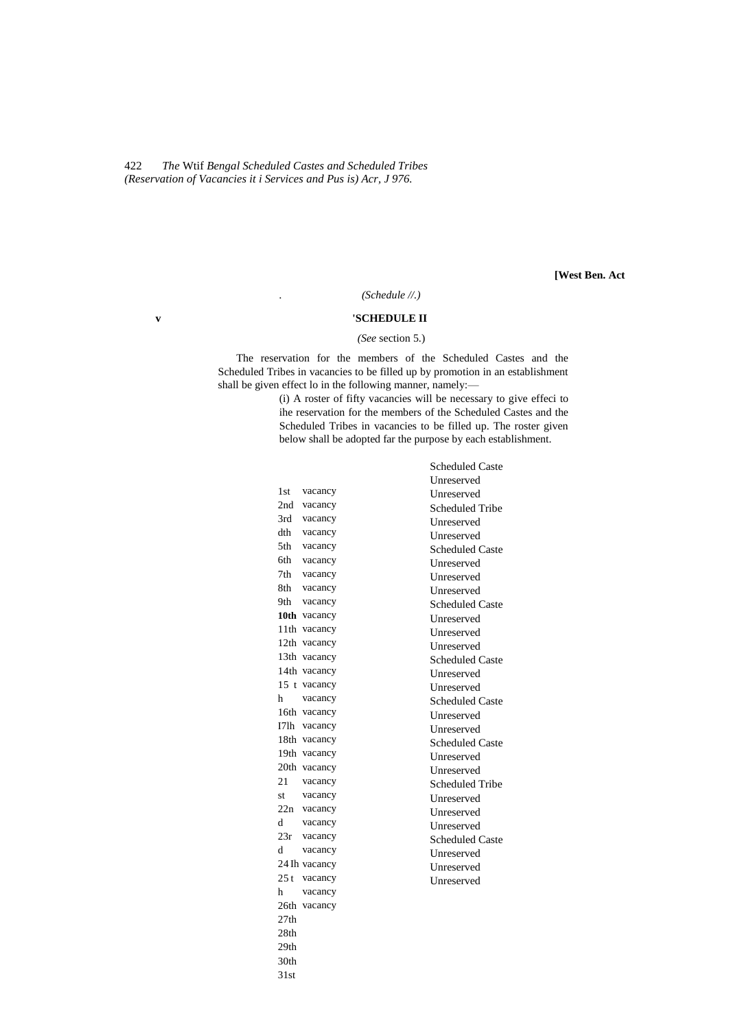# SCHEDULE II

*(See* section 5.)

The reservation for the members of the Scheduled Castes and the Scheduled Tribes in vacancies to be filled up by promotion in an establishment shall be given effect lo in the following manner, namely:—

(i) A roster of fifty vacancies will be necessary to give effeci to ihe reservation for the members of the Scheduled Castes and the Scheduled Tribes in vacancies to be filled up. The roster given below shall be adopted far the purpose by each establishment.

| Vacancy | Reservation |
|---|---|
| 1st vacancy | Scheduled Caste |
| 2nd vacancy | Unreserved |
| 3rd vacancy | Unreserved |
| 4th vacancy | Scheduled Tribe |
| 5th vacancy | Unreserved |
| 6th vacancy | Unreserved |
| 7th vacancy | Scheduled Caste |
| 8th vacancy | Unreserved |
| 9th vacancy | Unreserved |
| 10th vacancy | Unreserved |
| 11th vacancy | Scheduled Caste |
| 12th vacancy | Unreserved |
| 13th vacancy | Unreserved |
| 14th vacancy | Unreserved |
| 15th vacancy | Scheduled Caste |
| 16th vacancy | Unreserved |
| 17th vacancy | Unreserved |
| 18th vacancy | Scheduled Caste |
| 19th vacancy | Unreserved |
| 20th vacancy | Unreserved |
| 21st vacancy | Scheduled Caste |
| 22nd vacancy | Unreserved |
| 23rd vacancy | Unreserved |
| 24th vacancy | Scheduled Tribe |
| 25th vacancy | Unreserved |
| 26th vacancy | Unreserved |
| 27th | Unreserved |
| 28th | Scheduled Caste |
| 29th | Unreserved |
| 30th | Unreserved |
| 31st | Unreserved |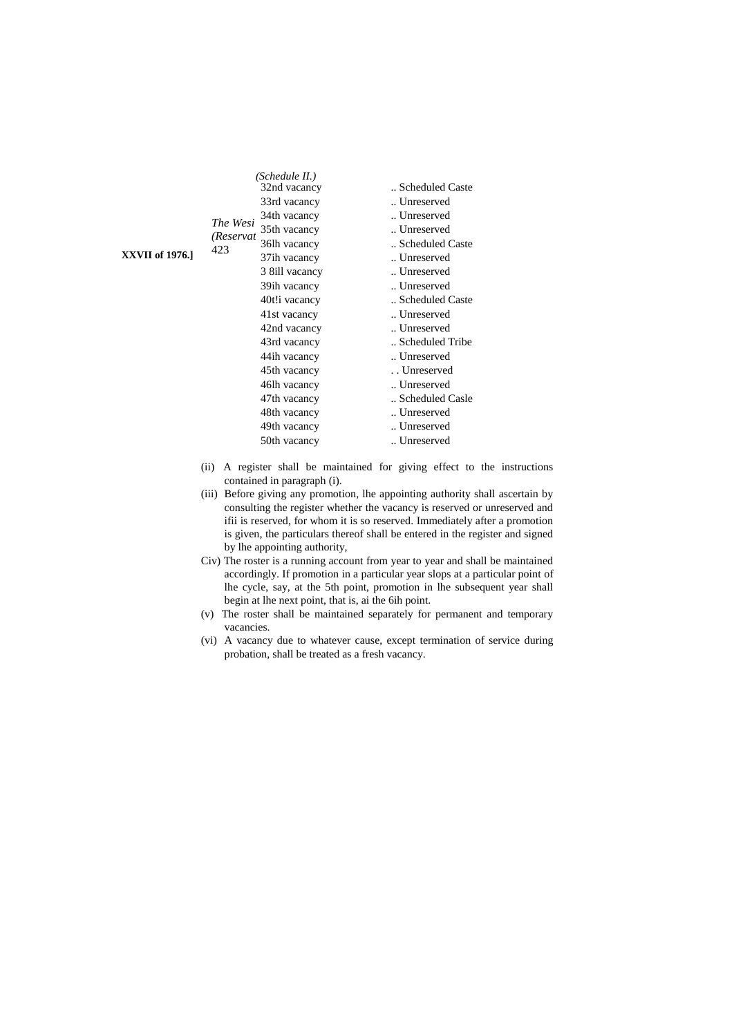(Schedule II.)

| | |
|---|---|
| 32nd vacancy | .. Scheduled Caste |
| 33rd vacancy | .. Unreserved |
| 34th vacancy | .. Unreserved |
| 35th vacancy | .. Unreserved |
| 36lh vacancy | .. Scheduled Caste |
| 37ih vacancy | .. Unreserved |
| 3 8ill vacancy | .. Unreserved |
| 39ih vacancy | .. Unreserved |
| 40t!i vacancy | .. Scheduled Caste |
| 41st vacancy | .. Unreserved |
| 42nd vacancy | .. Unreserved |
| 43rd vacancy | .. Scheduled Tribe |
| 44ih vacancy | .. Unreserved |
| 45th vacancy | . . Unreserved |
| 46lh vacancy | .. Unreserved |
| 47th vacancy | .. Scheduled Casle |
| 48th vacancy | .. Unreserved |
| 49th vacancy | .. Unreserved |
| 50th vacancy | .. Unreserved |

(ii) A register shall be maintained for giving effect to the instructions contained in paragraph (i).

(iii) Before giving any promotion, lhe appointing authority shall ascertain by consulting the register whether the vacancy is reserved or unreserved and ifii is reserved, for whom it is so reserved. Immediately after a promotion is given, the particulars thereof shall be entered in the register and signed by lhe appointing authority,

Civ) The roster is a running account from year to year and shall be maintained accordingly. If promotion in a particular year slops at a particular point of lhe cycle, say, at the 5th point, promotion in lhe subsequent year shall begin at lhe next point, that is, ai the 6ih point.

(v) The roster shall be maintained separately for permanent and temporary vacancies.

(vi) A vacancy due to whatever cause, except termination of service during probation, shall be treated as a fresh vacancy.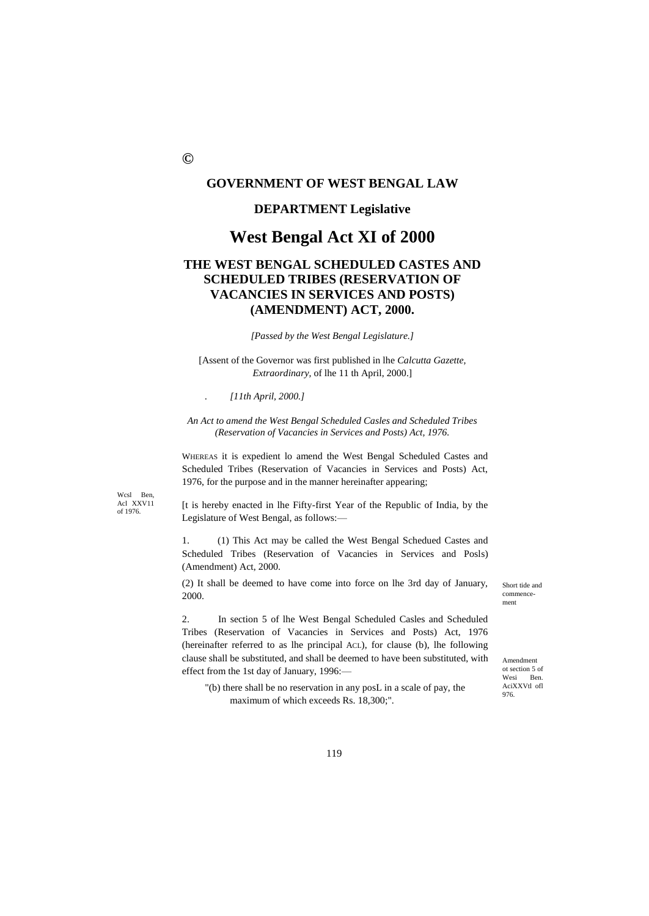©

**GOVERNMENT OF WEST BENGAL LAW**

**DEPARTMENT Legislative**

# West Bengal Act XI of 2000

## THE WEST BENGAL SCHEDULED CASTES AND SCHEDULED TRIBES (RESERVATION OF VACANCIES IN SERVICES AND POSTS) (AMENDMENT) ACT, 2000.

*[Passed by the West Bengal Legislature.]*

[Assent of the Governor was first published in lhe *Calcutta Gazette, Extraordinary*, of lhe 11 th April, 2000.]

. *[11th April, 2000.]*

*An Act to amend the West Bengal Scheduled Casles and Scheduled Tribes (Reservation of Vacancies in Services and Posts) Act, 1976.*

WHEREAS it is expedient lo amend the West Bengal Scheduled Castes and Scheduled Tribes (Reservation of Vacancies in Services and Posts) Act, 1976, for the purpose and in the manner hereinafter appearing;

Wcsl Ben, Acl XXV11 of 1976.

[t is hereby enacted in lhe Fifty-first Year of the Republic of India, by the Legislature of West Bengal, as follows:—

Short tide and commencement

1. (1) This Act may be called the West Bengal Schedued Castes and Scheduled Tribes (Reservation of Vacancies in Services and Posls) (Amendment) Act, 2000.

(2) It shall be deemed to have come into force on lhe 3rd day of January, 2000.

Amendment ot section 5 of Wesi Ben. AciXXVtl ofl 976.

2. In section 5 of lhe West Bengal Scheduled Casles and Scheduled Tribes (Reservation of Vacancies in Services and Posts) Act, 1976 (hereinafter referred to as lhe principal ACL), for clause (b), lhe following clause shall be substituted, and shall be deemed to have been substituted, with effect from the 1st day of January, 1996:—

"(b) there shall be no reservation in any posL in a scale of pay, the maximum of which exceeds Rs. 18,300;".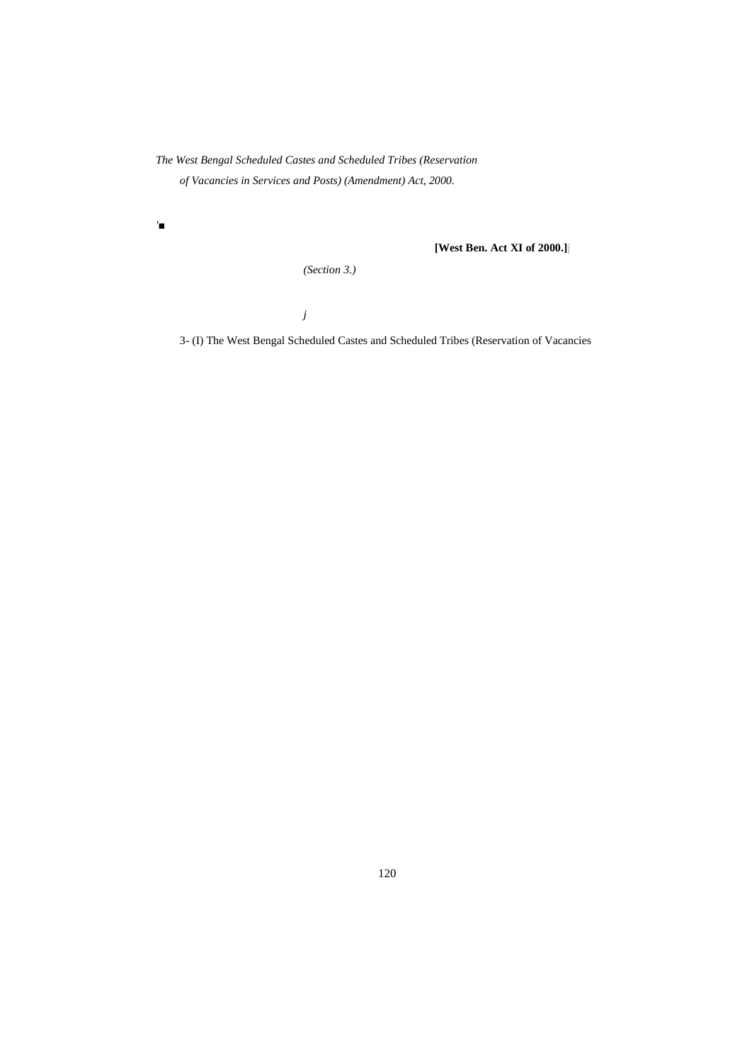*The West Bengal Scheduled Castes and Scheduled Tribes (Reservation of Vacancies in Services and Posts) (Amendment) Act, 2000.*

**[West Ben. Act XI of 2000.]**

*(Section 3.)*

3- (I) The West Bengal Scheduled Castes and Scheduled Tribes (Reservation of Vacancies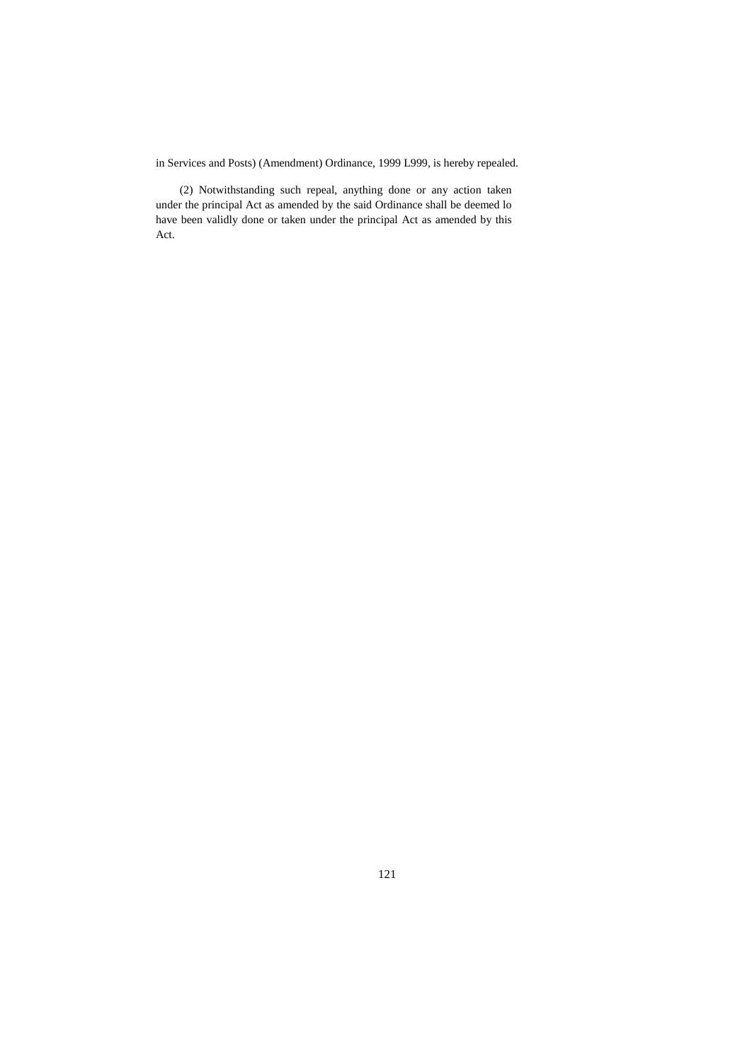in Services and Posts) (Amendment) Ordinance, 1999 L999, is hereby repealed.

(2) Notwithstanding such repeal, anything done or any action taken under the principal Act as amended by the said Ordinance shall be deemed lo have been validly done or taken under the principal Act as amended by this Act.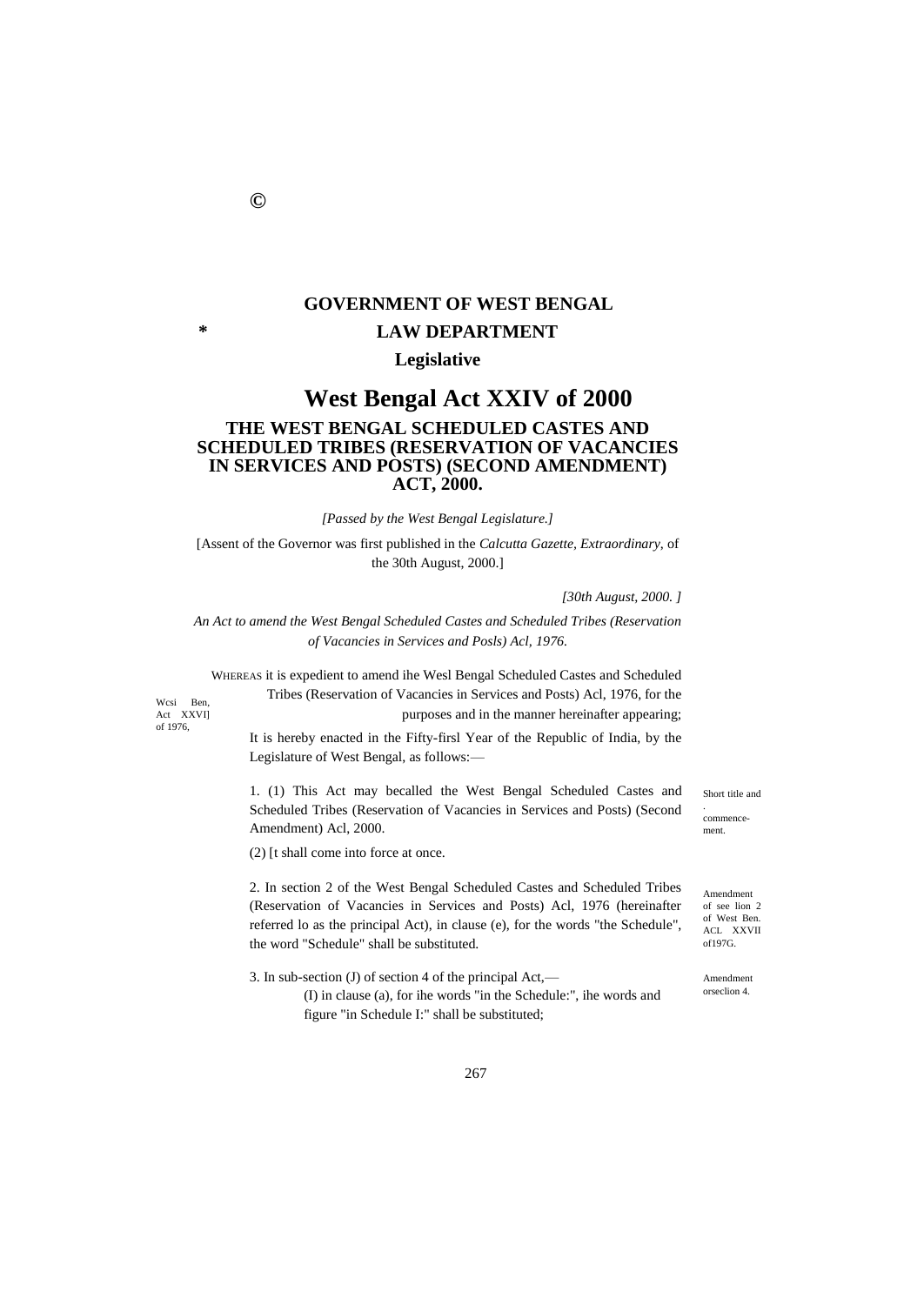©

# GOVERNMENT OF WEST BENGAL

*

## LAW DEPARTMENT

### Legislative

# West Bengal Act XXIV of 2000

## THE WEST BENGAL SCHEDULED CASTES AND SCHEDULED TRIBES (RESERVATION OF VACANCIES IN SERVICES AND POSTS) (SECOND AMENDMENT) ACT, 2000.

*[Passed by the West Bengal Legislature.]*

[Assent of the Governor was first published in the *Calcutta Gazette, Extraordinary*, of the 30th August, 2000.]

*[30th August, 2000. ]*

*An Act to amend the West Bengal Scheduled Castes and Scheduled Tribes (Reservation of Vacancies in Services and Posls) Acl, 1976.*

WHEREAS it is expedient to amend ihe Wesl Bengal Scheduled Castes and Scheduled Tribes (Reservation of Vacancies in Services and Posts) Acl, 1976, for the purposes and in the manner hereinafter appearing;

Wcsi Ben, Act XXVI] of 1976,

It is hereby enacted in the Fifty-firsl Year of the Republic of India, by the Legislature of West Bengal, as follows:—

Short title and commencement.

1. (1) This Act may becalled the West Bengal Scheduled Castes and Scheduled Tribes (Reservation of Vacancies in Services and Posts) (Second Amendment) Acl, 2000.

(2) [t shall come into force at once.

Amendment of see lion 2 of West Ben. ACL XXVII of197G.

2. In section 2 of the West Bengal Scheduled Castes and Scheduled Tribes (Reservation of Vacancies in Services and Posts) Acl, 1976 (hereinafter referred lo as the principal Act), in clause (e), for the words "the Schedule", the word "Schedule" shall be substituted.

Amendment orseclion 4.

3. In sub-section (J) of section 4 of the principal Act,—

(I) in clause (a), for ihe words "in the Schedule:", ihe words and figure "in Schedule I:" shall be substituted;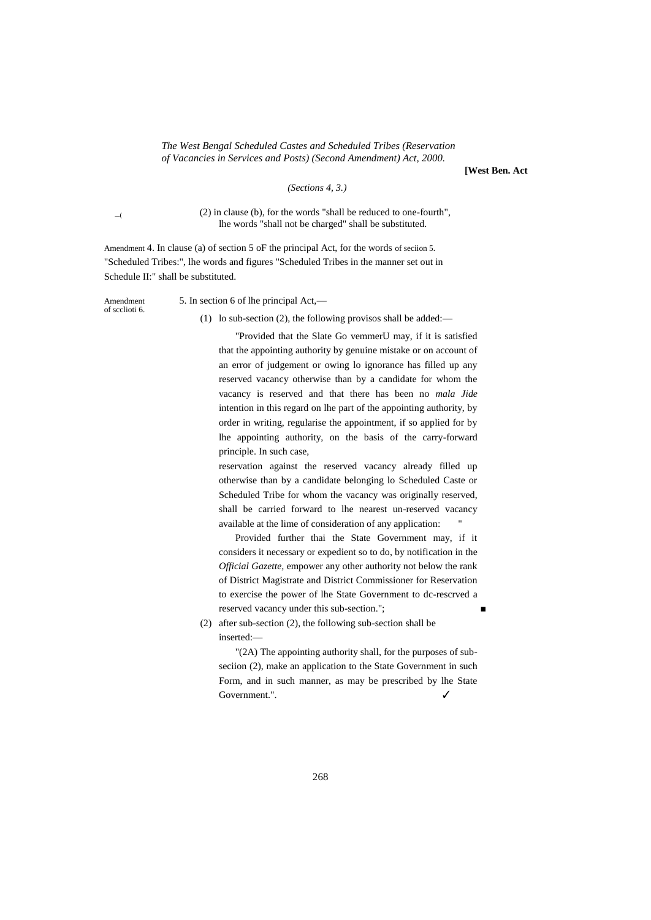(2) in clause (b), for the words "shall be reduced to one-fourth", lhe words "shall not be charged" shall be substituted.

Amendment of seciion 5. 4. In clause (a) of section 5 oF the principal Act, for the words "Scheduled Tribes:", lhe words and figures "Scheduled Tribes in the manner set out in Schedule II:" shall be substituted.

Amendment of scclioti 6. 5. In section 6 of lhe principal Act,—

(1) lo sub-section (2), the following provisos shall be added:—

"Provided that the Slate Go vemmerU may, if it is satisfied that the appointing authority by genuine mistake or on account of an error of judgement or owing lo ignorance has filled up any reserved vacancy otherwise than by a candidate for whom the vacancy is reserved and that there has been no *mala Jide* intention in this regard on lhe part of the appointing authority, by order in writing, regularise the appointment, if so applied for by lhe appointing authority, on the basis of the carry-forward principle. In such case,

reservation against the reserved vacancy already filled up otherwise than by a candidate belonging lo Scheduled Caste or Scheduled Tribe for whom the vacancy was originally reserved, shall be carried forward to lhe nearest un-reserved vacancy available at the lime of consideration of any application:

Provided further thai the State Government may, if it considers it necessary or expedient so to do, by notification in the *Official Gazette*, empower any other authority not below the rank of District Magistrate and District Commissioner for Reservation to exercise the power of lhe State Government to dc-rescrved a reserved vacancy under this sub-section.";

(2) after sub-section (2), the following sub-section shall be inserted:—

"(2A) The appointing authority shall, for the purposes of sub-seciion (2), make an application to the State Government in such Form, and in such manner, as may be prescribed by lhe State Government.".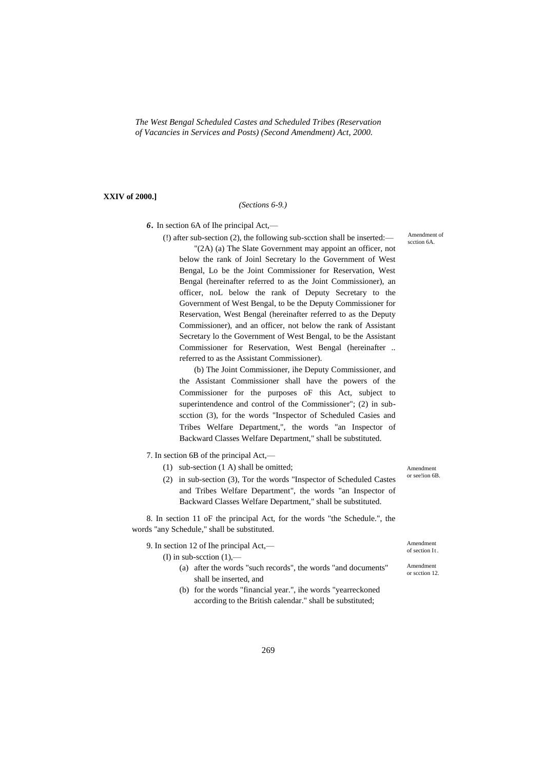*The West Bengal Scheduled Castes and Scheduled Tribes (Reservation of Vacancies in Services and Posts) (Second Amendment) Act, 2000.*

**XXIV of 2000.]**

*(Sections 6-9.)*

Amendment of scction 6A.

***6*.** In section 6A of Ihe principal Act,—

(!) after sub-section (2), the following sub-scction shall be inserted:—

"(2A) (a) The Slate Government may appoint an officer, not below the rank of Joinl Secretary lo the Government of West Bengal, Lo be the Joint Commissioner for Reservation, West Bengal (hereinafter referred to as the Joint Commissioner), an officer, noL below the rank of Deputy Secretary to the Government of West Bengal, to be the Deputy Commissioner for Reservation, West Bengal (hereinafter referred to as the Deputy Commissioner), and an officer, not below the rank of Assistant Secretary lo the Government of West Bengal, to be the Assistant Commissioner for Reservation, West Bengal (hereinafter .. referred to as the Assistant Commissioner).

(b) The Joint Commissioner, ihe Deputy Commissioner, and the Assistant Commissioner shall have the powers of the Commissioner for the purposes oF this Act, subject to superintendence and control of the Commissioner"; (2) in sub-scction (3), for the words "Inspector of Scheduled Casies and Tribes Welfare Department,", the words "an Inspector of Backward Classes Welfare Department," shall be substituted.

Amendment or see!ion 6B.

7. In section 6B of the principal Act,—

(1) sub-section (1 A) shall be omitted;

(2) in sub-section (3), Tor the words "Inspector of Scheduled Castes and Tribes Welfare Department", the words "an Inspector of Backward Classes Welfare Department," shall be substituted.

Amendment of section It.

8. In section 11 oF the principal Act, for the words "the Schedule.", the words "any Schedule," shall be substituted.

Amendment or scction 12.

9. In section 12 of Ihe principal Act,—

(I) in sub-scction (1),—

(a) after the words "such records", the words "and documents" shall be inserted, and

(b) for the words "financial year.", ihe words "yearreckoned according to the British calendar." shall be substituted;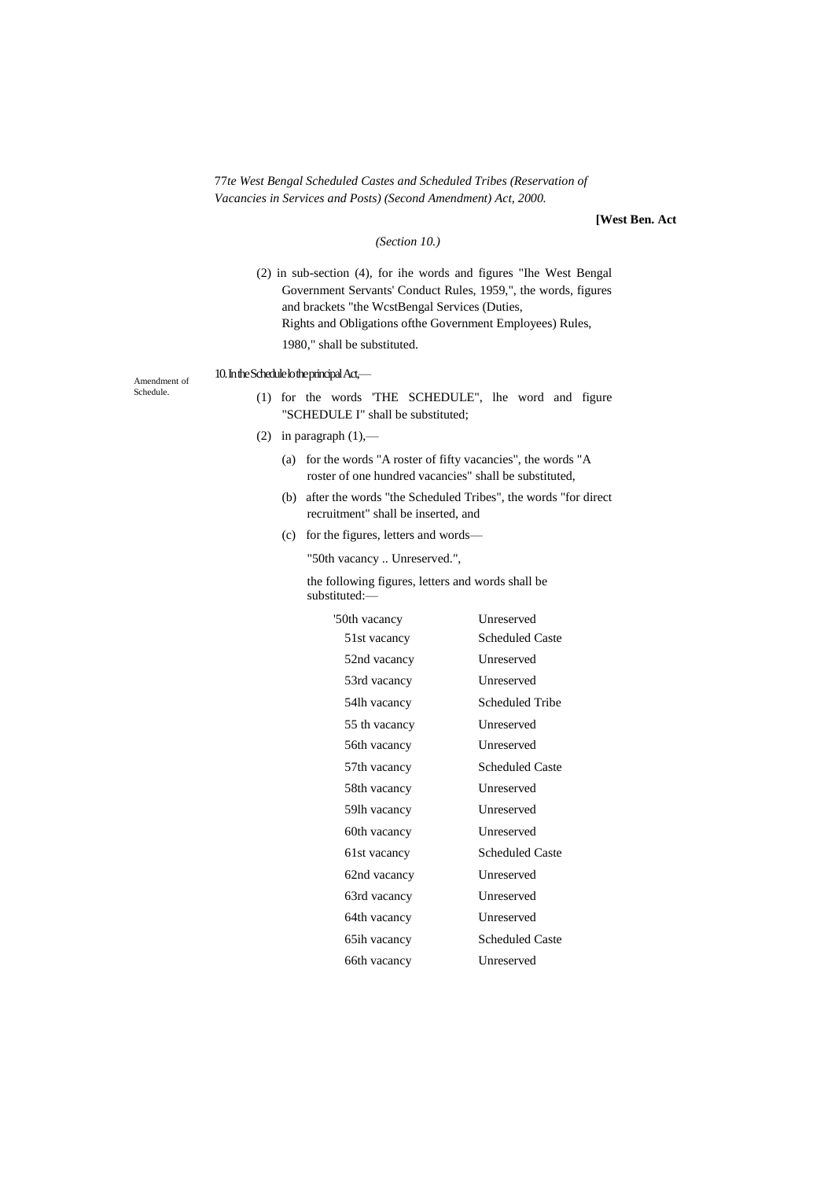*77te West Bengal Scheduled Castes and Scheduled Tribes (Reservation of Vacancies in Services and Posts) (Second Amendment) Act, 2000.*

**[West Ben. Act**

*(Section 10.)*

(2) in sub-section (4), for ihe words and figures "Ihe West Bengal Government Servants' Conduct Rules, 1959,", the words, figures and brackets "the WcstBengal Services (Duties, Rights and Obligations ofthe Government Employees) Rules, 1980," shall be substituted.

Amendment of Schedule.

10. In the Schedule lo the principal Act,—

(1) for the words 'THE SCHEDULE", lhe word and figure "SCHEDULE I" shall be substituted;

(2) in paragraph (1),—

(a) for the words "A roster of fifty vacancies", the words "A roster of one hundred vacancies" shall be substituted,

(b) after the words "the Scheduled Tribes", the words "for direct recruitment" shall be inserted, and

(c) for the figures, letters and words—

"50th vacancy .. Unreserved.",

the following figures, letters and words shall be substituted:—

| | |
|---|---|
| '50th vacancy | Unreserved |
| 51st vacancy | Scheduled Caste |
| 52nd vacancy | Unreserved |
| 53rd vacancy | Unreserved |
| 54lh vacancy | Scheduled Tribe |
| 55 th vacancy | Unreserved |
| 56th vacancy | Unreserved |
| 57th vacancy | Scheduled Caste |
| 58th vacancy | Unreserved |
| 59lh vacancy | Unreserved |
| 60th vacancy | Unreserved |
| 61st vacancy | Scheduled Caste |
| 62nd vacancy | Unreserved |
| 63rd vacancy | Unreserved |
| 64th vacancy | Unreserved |
| 65ih vacancy | Scheduled Caste |
| 66th vacancy | Unreserved |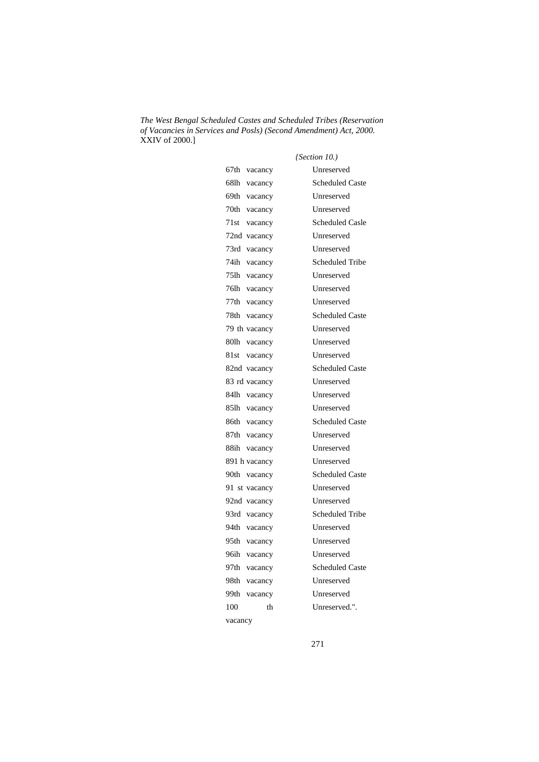*The West Bengal Scheduled Castes and Scheduled Tribes (Reservation of Vacancies in Services and Posls) (Second Amendment) Act, 2000.* XXIV of 2000.]

*{Section 10.)*

| | |
|---|---|
| 67th vacancy | Unreserved |
| 68lh vacancy | Scheduled Caste |
| 69th vacancy | Unreserved |
| 70th vacancy | Unreserved |
| 71st vacancy | Scheduled Casle |
| 72nd vacancy | Unreserved |
| 73rd vacancy | Unreserved |
| 74ih vacancy | Scheduled Tribe |
| 75lh vacancy | Unreserved |
| 76lh vacancy | Unreserved |
| 77th vacancy | Unreserved |
| 78th vacancy | Scheduled Caste |
| 79 th vacancy | Unreserved |
| 80lh vacancy | Unreserved |
| 81st vacancy | Unreserved |
| 82nd vacancy | Scheduled Caste |
| 83 rd vacancy | Unreserved |
| 84lh vacancy | Unreserved |
| 85lh vacancy | Unreserved |
| 86th vacancy | Scheduled Caste |
| 87th vacancy | Unreserved |
| 88ih vacancy | Unreserved |
| 891 h vacancy | Unreserved |
| 90th vacancy | Scheduled Caste |
| 91 st vacancy | Unreserved |
| 92nd vacancy | Unreserved |
| 93rd vacancy | Scheduled Tribe |
| 94th vacancy | Unreserved |
| 95th vacancy | Unreserved |
| 96ih vacancy | Unreserved |
| 97th vacancy | Scheduled Caste |
| 98th vacancy | Unreserved |
| 99th vacancy | Unreserved |
| 100 th vacancy | Unreserved.". |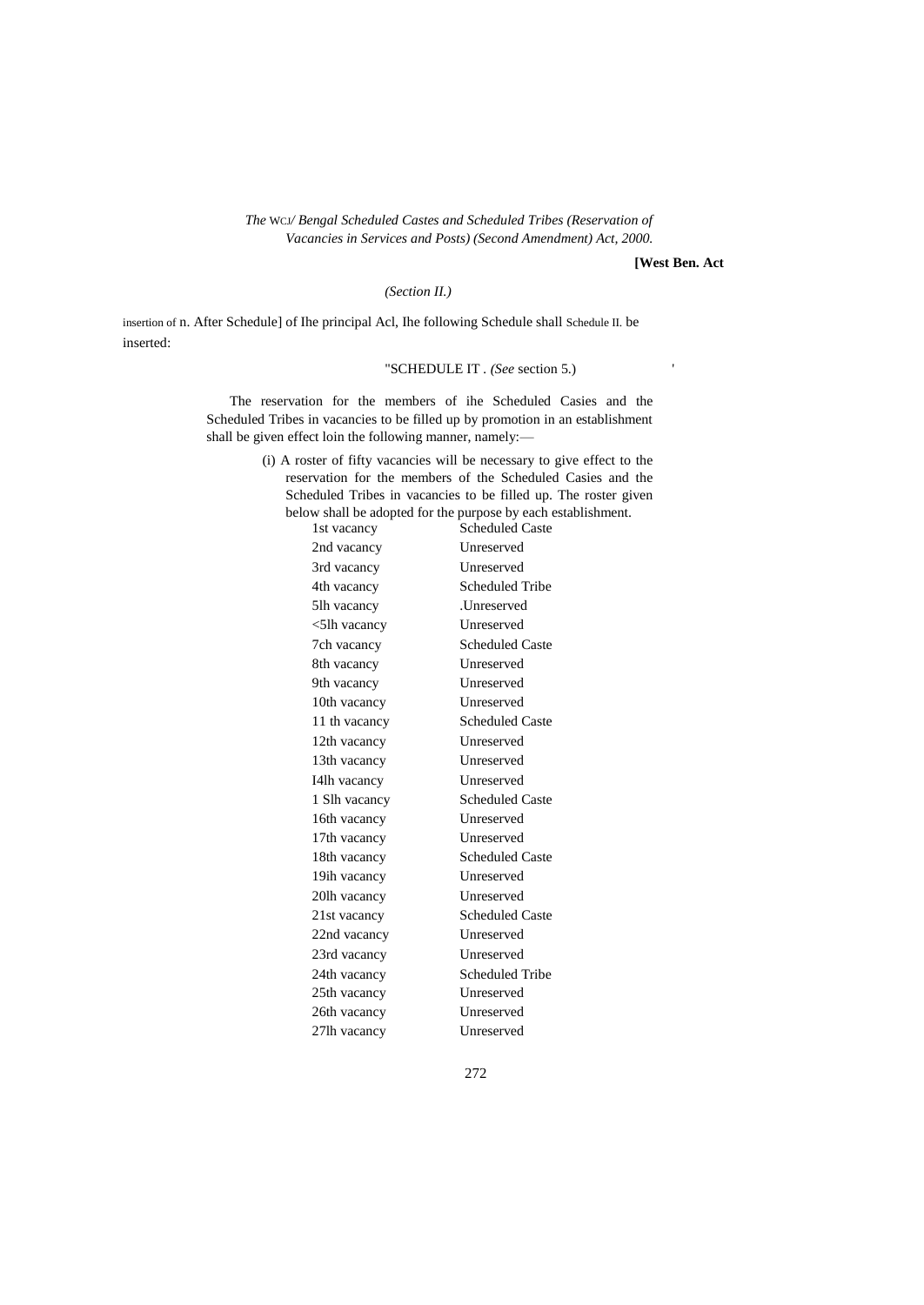*The* WCJ*/ Bengal Scheduled Castes and Scheduled Tribes (Reservation of Vacancies in Services and Posts) (Second Amendment) Act, 2000.*

**[West Ben. Act**

*(Section II.)*

insertion of Schedule II. n. After Schedule] of Ihe principal Acl, Ihe following Schedule shall be inserted:

"SCHEDULE IT . *(See* section 5.)

The reservation for the members of ihe Scheduled Casies and the Scheduled Tribes in vacancies to be filled up by promotion in an establishment shall be given effect loin the following manner, namely:—

(i) A roster of fifty vacancies will be necessary to give effect to the reservation for the members of the Scheduled Casies and the Scheduled Tribes in vacancies to be filled up. The roster given below shall be adopted for the purpose by each establishment.

| | |
|---|---|
| 1st vacancy | Scheduled Caste |
| 2nd vacancy | Unreserved |
| 3rd vacancy | Unreserved |
| 4th vacancy | Scheduled Tribe |
| 5lh vacancy | .Unreserved |
| <5lh vacancy | Unreserved |
| 7ch vacancy | Scheduled Caste |
| 8th vacancy | Unreserved |
| 9th vacancy | Unreserved |
| 10th vacancy | Unreserved |
| 11 th vacancy | Scheduled Caste |
| 12th vacancy | Unreserved |
| 13th vacancy | Unreserved |
| I4lh vacancy | Unreserved |
| 1 Slh vacancy | Scheduled Caste |
| 16th vacancy | Unreserved |
| 17th vacancy | Unreserved |
| 18th vacancy | Scheduled Caste |
| 19ih vacancy | Unreserved |
| 20lh vacancy | Unreserved |
| 21st vacancy | Scheduled Caste |
| 22nd vacancy | Unreserved |
| 23rd vacancy | Unreserved |
| 24th vacancy | Scheduled Tribe |
| 25th vacancy | Unreserved |
| 26th vacancy | Unreserved |
| 27lh vacancy | Unreserved |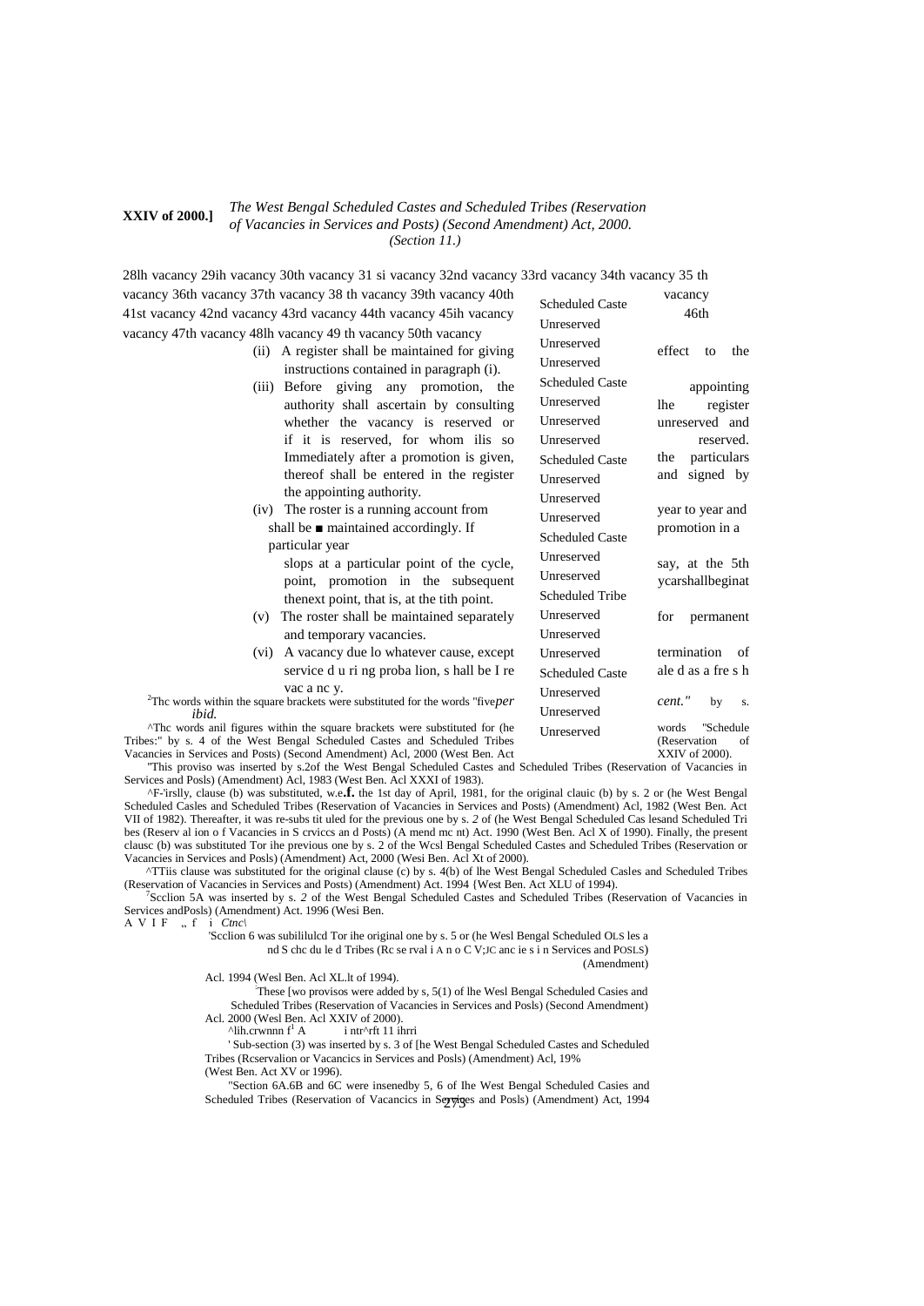**XXIV of 2000.]** *The West Bengal Scheduled Castes and Scheduled Tribes (Reservation of Vacancies in Services and Posts) (Second Amendment) Act, 2000. (Section 11.)*

| Vacancy | Category |
|---|---|
| 28lh vacancy | Scheduled Caste |
| 29ih vacancy | Unreserved |
| 30th vacancy | Unreserved |
| 31 si vacancy | Unreserved |
| 32nd vacancy | Scheduled Caste |
| 33rd vacancy | Unreserved |
| 34th vacancy | Unreserved |
| 35 th vacancy | Unreserved |
| 36th vacancy | Scheduled Caste |
| 37th vacancy | Unreserved |
| 38 th vacancy | Unreserved |
| 39th vacancy | Unreserved |
| 40th vacancy | Scheduled Caste |
| 41st vacancy | Unreserved |
| 42nd vacancy | Unreserved |
| 43rd vacancy | Scheduled Tribe |
| 44th vacancy | Unreserved |
| 45ih vacancy | Unreserved |
| 46th vacancy | Unreserved |
| 47th vacancy | Scheduled Caste |
| 48lh vacancy | Unreserved |
| 49 th vacancy | Unreserved |
| 50th vacancy | Unreserved |

(ii) A register shall be maintained for giving effect to the instructions contained in paragraph (i).

(iii) Before giving any promotion, the appointing authority shall ascertain by consulting lhe register whether the vacancy is reserved or unreserved and if it is reserved, for whom ilis so reserved. Immediately after a promotion is given, the particulars thereof shall be entered in the register and signed by the appointing authority.

(iv) The roster is a running account from year to year and shall be ■ maintained accordingly. If promotion in a particular year slops at a particular point of the cycle, say, at the 5th point, promotion in the subsequent ycarshallbeginat thenext point, that is, at the tith point.

(v) The roster shall be maintained separately for permanent and temporary vacancies.

(vi) A vacancy due lo whatever cause, except termination of service d u ri ng proba lion, s hall be I re ale d as a fre s h vac a nc y.

[2]Thc words within the square brackets were substituted for the words "five *per cent."* by s. *ibid.*

^Thc words anil figures within the square brackets were substituted for (he words "Schedule Tribes:" by s. 4 of the West Bengal Scheduled Castes and Scheduled Tribes (Reservation of Vacancies in Services and Posts) (Second Amendment) Acl, 2000 (West Ben. Act XXIV of 2000).

"This proviso was inserted by s.2of the West Bengal Scheduled Castes and Scheduled Tribes (Reservation of Vacancies in Services and Posls) (Amendment) Acl, 1983 (West Ben. Acl XXXI of 1983).

^F-'irslly, clause (b) was substituted, w.e.**f.** the 1st day of April, 1981, for the original clauic (b) by s. 2 or (he West Bengal Scheduled Casles and Scheduled Tribes (Reservation of Vacancies in Services and Posts) (Amendment) Acl, 1982 (West Ben. Act VII of 1982). Thereafter, it was re-subs tit uled for the previous one by s. *2* of (he West Bengal Scheduled Cas lesand Scheduled Tri bes (Reserv al ion o f Vacancies in S crviccs an d Posts) (A mend mc nt) Act. 1990 (West Ben. Acl X of 1990). Finally, the present clausc (b) was substituted Tor ihe previous one by s. 2 of the Wcsl Bengal Scheduled Castes and Scheduled Tribes (Reservation or Vacancies in Services and Posls) (Amendment) Act, 2000 (Wesi Ben. Acl Xt of 2000).

^TTiis clause was substituted for the original clause (c) by s. 4(b) of lhe West Bengal Scheduled Casles and Scheduled Tribes (Reservation of Vacancies in Services and Posts) (Amendment) Act. 1994 {West Ben. Act XLU of 1994).

[7]Scclion 5A was inserted by s. *2* of the West Bengal Scheduled Castes and Scheduled Tribes (Reservation of Vacancies in Services andPosls) (Amendment) Act. 1996 (Wesi Ben. A V I F ,, f i *Ctnc\*

'Scclion 6 was subililulcd Tor ihe original one by s. 5 or (he Wesl Bengal Scheduled OLS les and S chc du le d Tribes (Rc se rval i A n o C V;JC anc ie s i n Services and POSLS) (Amendment) Acl. 1994 (Wesl Ben. Acl XL.lt of 1994).

These [wo provisos were added by s, 5(1) of lhe Wesl Bengal Scheduled Casies and Scheduled Tribes (Reservation of Vacancies in Services and Posls) (Second Amendment) Acl. 2000 (Wesl Ben. Acl XXIV of 2000).

^lih.crwnnn f[1] A i ntr^rft 11 ihrri

' Sub-section (3) was inserted by s. 3 of [he West Bengal Scheduled Castes and Scheduled Tribes (Rcservalion or Vacancics in Services and Posls) (Amendment) Acl, 19% (West Ben. Act XV or 1996).

"Section 6A.6B and 6C were insenedby 5, 6 of Ihe West Bengal Scheduled Casies and Scheduled Tribes (Reservation of Vacancics in Services and Posls) (Amendment) Act, 1994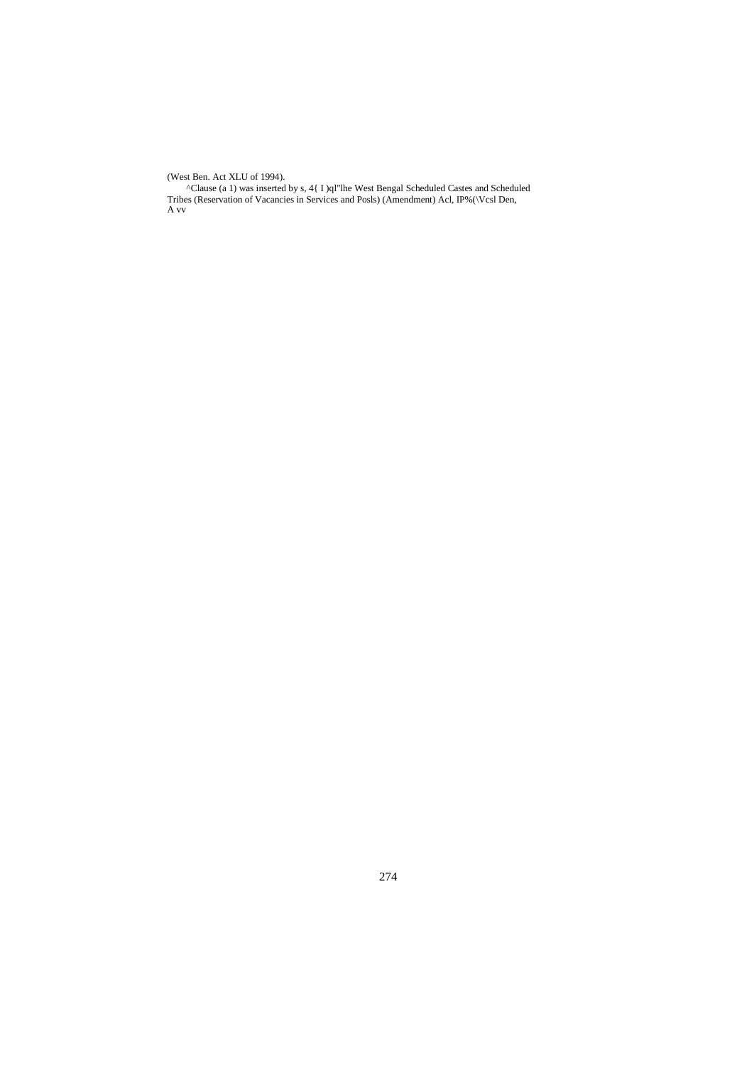(West Ben. Act XLU of 1994).

^Clause (a 1) was inserted by s, 4{ I )ql"lhe West Bengal Scheduled Castes and Scheduled Tribes (Reservation of Vacancies in Services and Posls) (Amendment) Acl, IP%(\Vcsl Den, A vv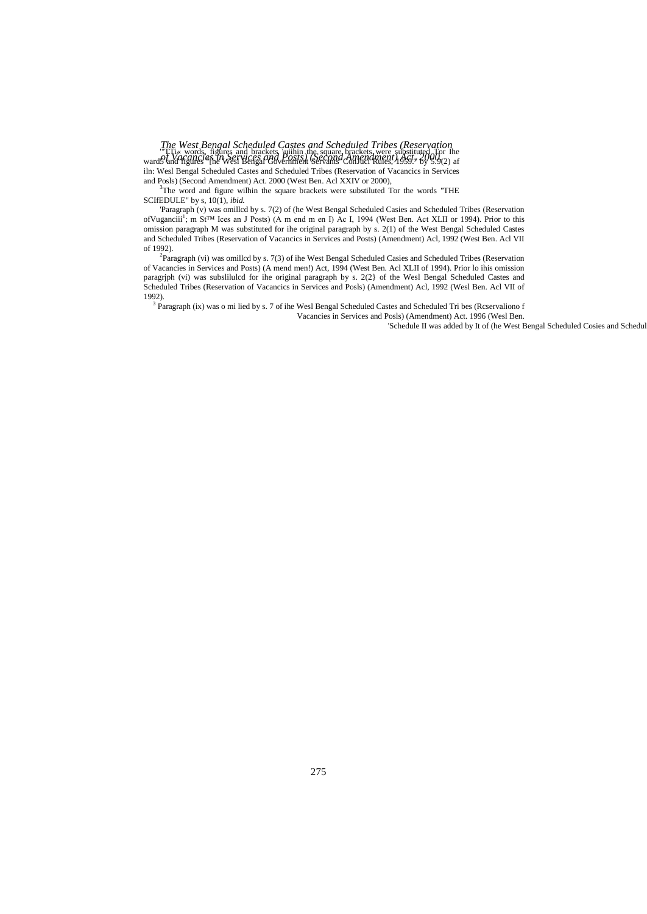*The West Bengal Scheduled Castes and Scheduled Tribes (Reservation of Vacancies in Services and Posts) (Second Amendment) Act, 2000.*

"TTi« words, figures and brackets \uiihin the square brackets were substituted Tor the wards and figures "he Wesl Bengal Government Servants' ConJuct Rules, 1959." by s.9(2) af iln: Wesl Bengal Scheduled Castes and Scheduled Tribes (Reservation of Vacancics in Services and Posls) (Second Amendment) Act. 2000 (West Ben. Acl XXIV or 2000),

[3]The word and figure wilhin the square brackets were substiluted Tor the words "THE SCIfEDULE" by s, 10(1), *ibid.*

'Paragraph (v) was omillcd by s. 7(2) of (he West Bengal Scheduled Casies and Scheduled Tribes (Reservation ofVuganciii[1]; m St™ Ices an J Posts) (A m end m en I) Ac I, 1994 (West Ben. Act XLII or 1994). Prior to this omission paragraph M was substituted for ihe original paragraph by s. 2(1) of the West Bengal Scheduled Castes and Scheduled Tribes (Reservation of Vacancics in Services and Posts) (Amendment) Acl, 1992 (West Ben. Acl VII of 1992).

[2]Paragraph (vi) was omillcd by s. 7(3) of ihe West Bengal Scheduled Casies and Scheduled Tribes (Reservation of Vacancies in Services and Posts) (A mend men!) Act, 1994 (West Ben. Acl XLII of 1994). Prior lo ihis omission paragrjph (vi) was subslilulcd for ihe original paragraph by s. 2(2} of the Wesl Bengal Scheduled Castes and Scheduled Tribes (Reservation of Vacancics in Services and Posls) (Amendment) Acl, 1992 (Wesl Ben. Acl VII of 1992).

[3] Paragraph (ix) was o mi lied by s. 7 of ihe Wesl Bengal Scheduled Castes and Scheduled Tri bes (Rcservaliono f Vacancies in Services and Posls) (Amendment) Act. 1996 (Wesl Ben.

'Schedule II was added by It of (he West Bengal Scheduled Cosies and Schedul